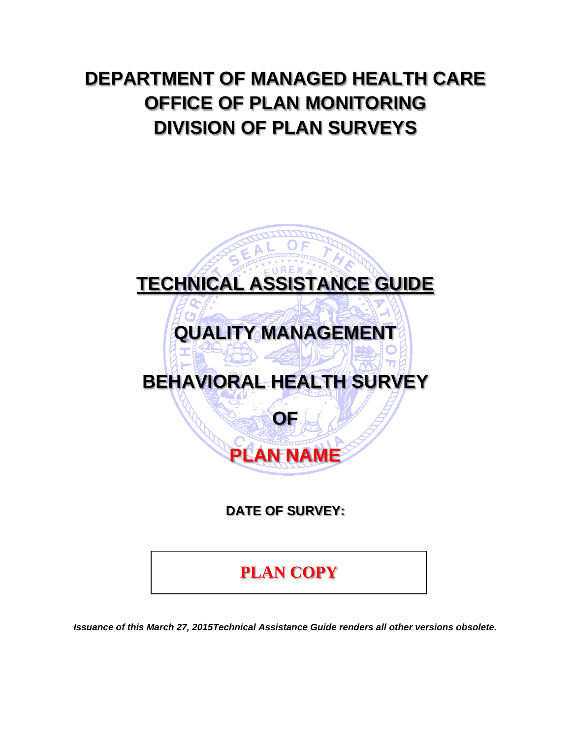# DEPARTMENT OF MANAGED HEALTH CARE
# OFFICE OF PLAN MONITORING
# DIVISION OF PLAN SURVEYS

# <u>TECHNICAL ASSISTANCE GUIDE</u>

# QUALITY MANAGEMENT

# BEHAVIORAL HEALTH SURVEY

# OF

# PLAN NAME

**DATE OF SURVEY:**

**PLAN COPY**

***Issuance of this March 27, 2015Technical Assistance Guide renders all other versions obsolete.***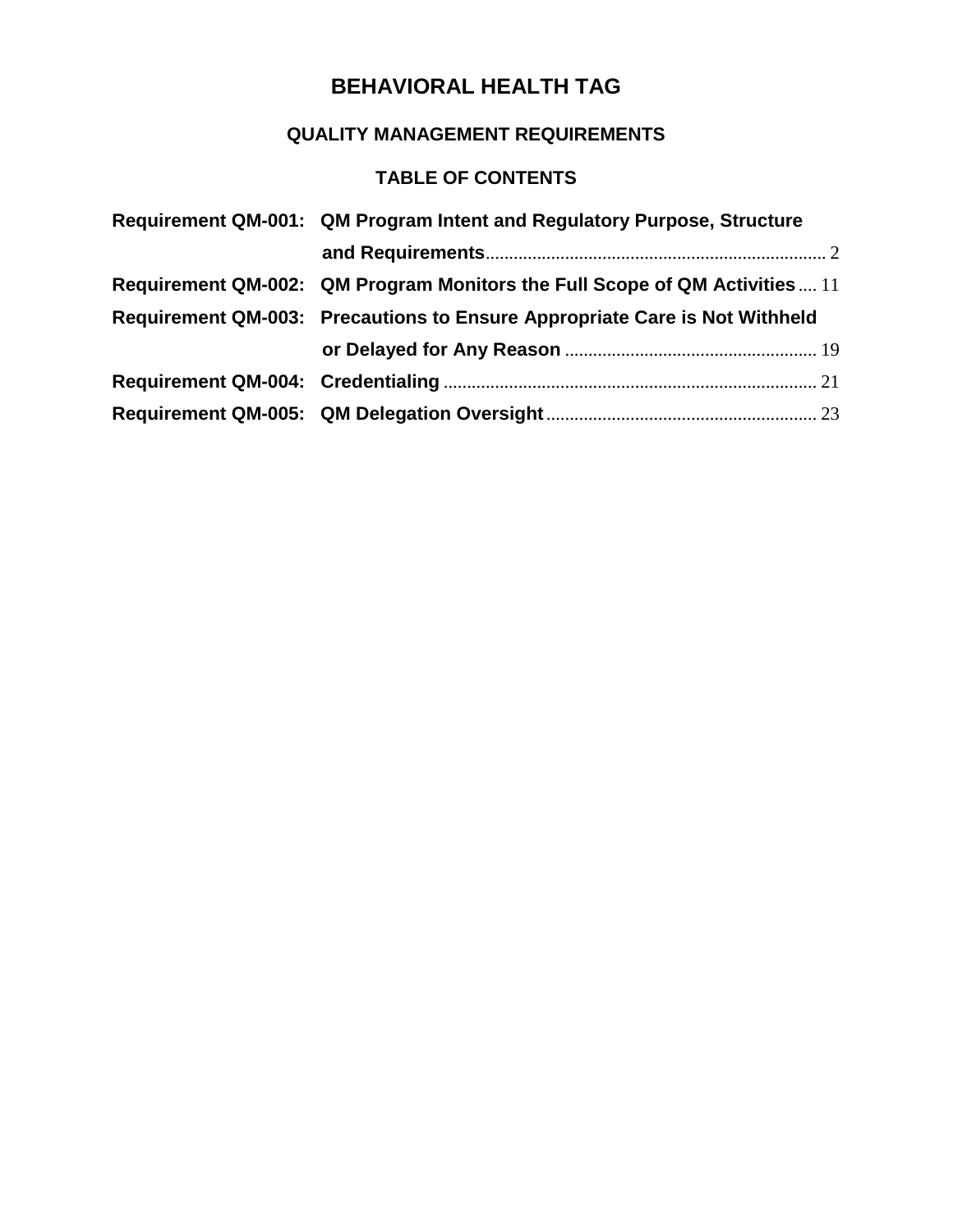# BEHAVIORAL HEALTH TAG

## QUALITY MANAGEMENT REQUIREMENTS

### TABLE OF CONTENTS

| | | |
|---|---|---|
| **Requirement QM-001:** | **QM Program Intent and Regulatory Purpose, Structure and Requirements** | 2 |
| **Requirement QM-002:** | **QM Program Monitors the Full Scope of QM Activities** | 11 |
| **Requirement QM-003:** | **Precautions to Ensure Appropriate Care is Not Withheld or Delayed for Any Reason** | 19 |
| **Requirement QM-004:** | **Credentialing** | 21 |
| **Requirement QM-005:** | **QM Delegation Oversight** | 23 |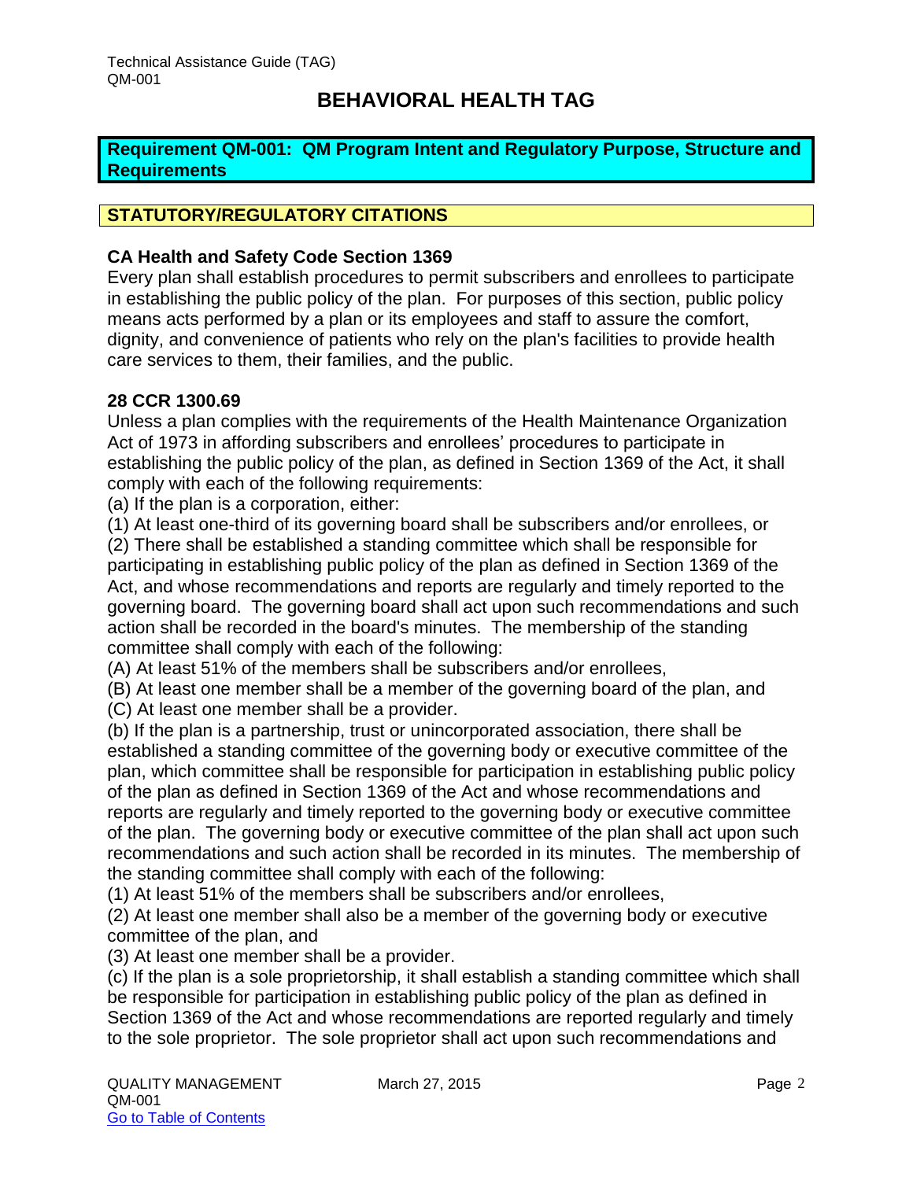# BEHAVIORAL HEALTH TAG

## Requirement QM-001: QM Program Intent and Regulatory Purpose, Structure and Requirements

## STATUTORY/REGULATORY CITATIONS

### CA Health and Safety Code Section 1369

Every plan shall establish procedures to permit subscribers and enrollees to participate in establishing the public policy of the plan. For purposes of this section, public policy means acts performed by a plan or its employees and staff to assure the comfort, dignity, and convenience of patients who rely on the plan's facilities to provide health care services to them, their families, and the public.

### 28 CCR 1300.69

Unless a plan complies with the requirements of the Health Maintenance Organization Act of 1973 in affording subscribers and enrollees' procedures to participate in establishing the public policy of the plan, as defined in Section 1369 of the Act, it shall comply with each of the following requirements:

(a) If the plan is a corporation, either:

(1) At least one-third of its governing board shall be subscribers and/or enrollees, or

(2) There shall be established a standing committee which shall be responsible for participating in establishing public policy of the plan as defined in Section 1369 of the Act, and whose recommendations and reports are regularly and timely reported to the governing board. The governing board shall act upon such recommendations and such action shall be recorded in the board's minutes. The membership of the standing committee shall comply with each of the following:

(A) At least 51% of the members shall be subscribers and/or enrollees,

(B) At least one member shall be a member of the governing board of the plan, and

(C) At least one member shall be a provider.

(b) If the plan is a partnership, trust or unincorporated association, there shall be established a standing committee of the governing body or executive committee of the plan, which committee shall be responsible for participation in establishing public policy of the plan as defined in Section 1369 of the Act and whose recommendations and reports are regularly and timely reported to the governing body or executive committee of the plan. The governing body or executive committee of the plan shall act upon such recommendations and such action shall be recorded in its minutes. The membership of the standing committee shall comply with each of the following:

(1) At least 51% of the members shall be subscribers and/or enrollees,

(2) At least one member shall also be a member of the governing body or executive committee of the plan, and

(3) At least one member shall be a provider.

(c) If the plan is a sole proprietorship, it shall establish a standing committee which shall be responsible for participation in establishing public policy of the plan as defined in Section 1369 of the Act and whose recommendations are reported regularly and timely to the sole proprietor. The sole proprietor shall act upon such recommendations and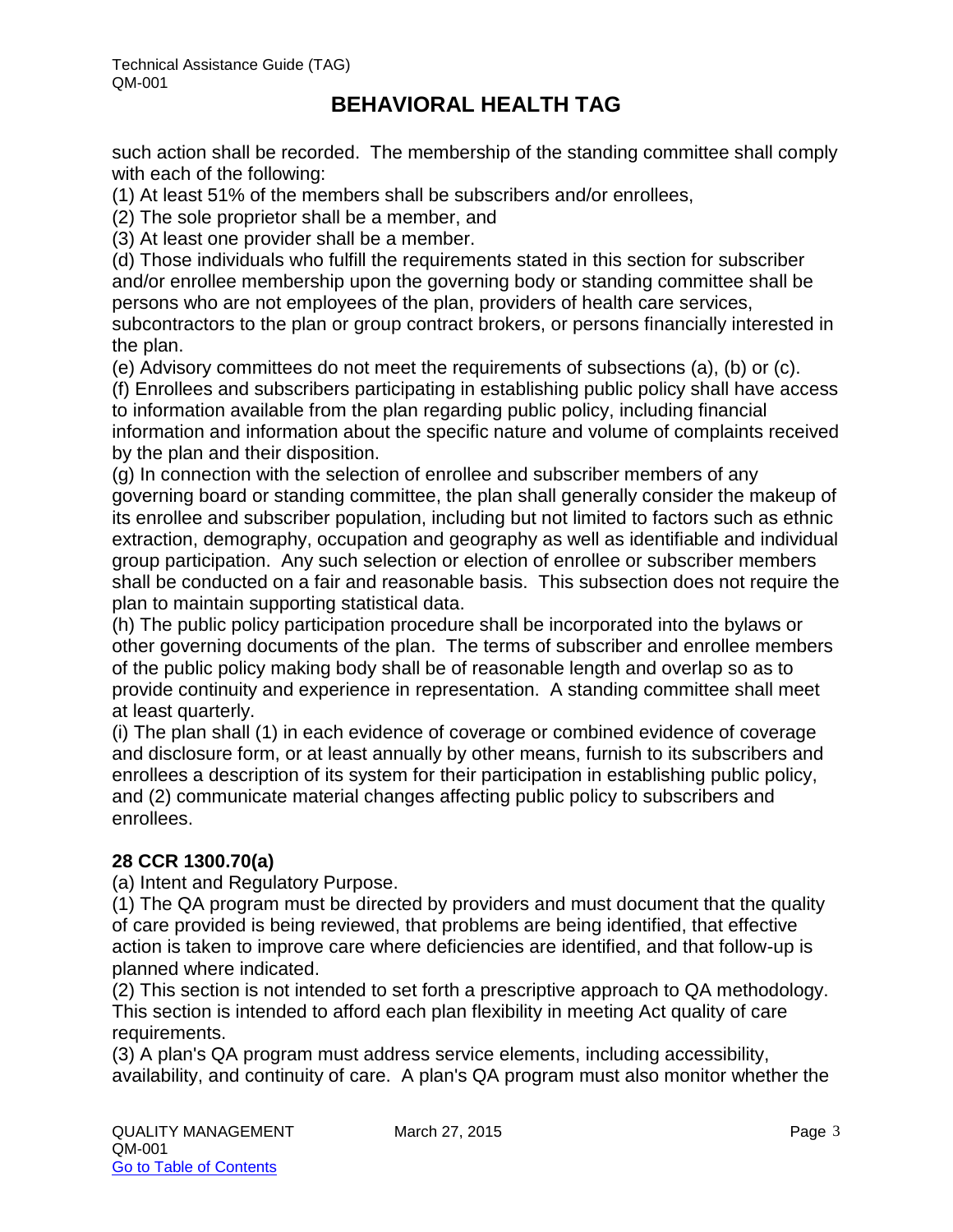such action shall be recorded. The membership of the standing committee shall comply with each of the following:

(1) At least 51% of the members shall be subscribers and/or enrollees,

(2) The sole proprietor shall be a member, and

(3) At least one provider shall be a member.

(d) Those individuals who fulfill the requirements stated in this section for subscriber and/or enrollee membership upon the governing body or standing committee shall be persons who are not employees of the plan, providers of health care services, subcontractors to the plan or group contract brokers, or persons financially interested in the plan.

(e) Advisory committees do not meet the requirements of subsections (a), (b) or (c).

(f) Enrollees and subscribers participating in establishing public policy shall have access to information available from the plan regarding public policy, including financial information and information about the specific nature and volume of complaints received by the plan and their disposition.

(g) In connection with the selection of enrollee and subscriber members of any governing board or standing committee, the plan shall generally consider the makeup of its enrollee and subscriber population, including but not limited to factors such as ethnic extraction, demography, occupation and geography as well as identifiable and individual group participation. Any such selection or election of enrollee or subscriber members shall be conducted on a fair and reasonable basis. This subsection does not require the plan to maintain supporting statistical data.

(h) The public policy participation procedure shall be incorporated into the bylaws or other governing documents of the plan. The terms of subscriber and enrollee members of the public policy making body shall be of reasonable length and overlap so as to provide continuity and experience in representation. A standing committee shall meet at least quarterly.

(i) The plan shall (1) in each evidence of coverage or combined evidence of coverage and disclosure form, or at least annually by other means, furnish to its subscribers and enrollees a description of its system for their participation in establishing public policy, and (2) communicate material changes affecting public policy to subscribers and enrollees.

**28 CCR 1300.70(a)**

(a) Intent and Regulatory Purpose.

(1) The QA program must be directed by providers and must document that the quality of care provided is being reviewed, that problems are being identified, that effective action is taken to improve care where deficiencies are identified, and that follow-up is planned where indicated.

(2) This section is not intended to set forth a prescriptive approach to QA methodology. This section is intended to afford each plan flexibility in meeting Act quality of care requirements.

(3) A plan's QA program must address service elements, including accessibility, availability, and continuity of care. A plan's QA program must also monitor whether the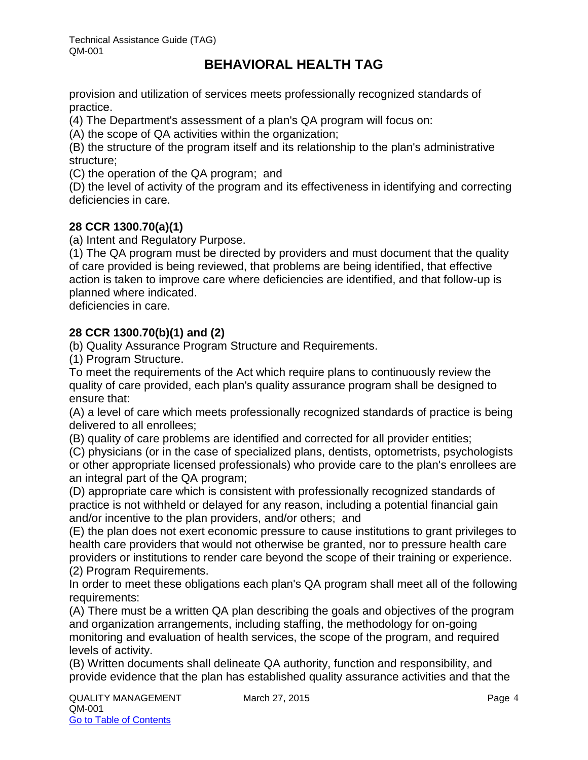provision and utilization of services meets professionally recognized standards of practice.

(4) The Department's assessment of a plan's QA program will focus on:

(A) the scope of QA activities within the organization;

(B) the structure of the program itself and its relationship to the plan's administrative structure;

(C) the operation of the QA program; and

(D) the level of activity of the program and its effectiveness in identifying and correcting deficiencies in care.

**28 CCR 1300.70(a)(1)**

(a) Intent and Regulatory Purpose.

(1) The QA program must be directed by providers and must document that the quality of care provided is being reviewed, that problems are being identified, that effective action is taken to improve care where deficiencies are identified, and that follow-up is planned where indicated.

deficiencies in care.

**28 CCR 1300.70(b)(1) and (2)**

(b) Quality Assurance Program Structure and Requirements.

(1) Program Structure.

To meet the requirements of the Act which require plans to continuously review the quality of care provided, each plan's quality assurance program shall be designed to ensure that:

(A) a level of care which meets professionally recognized standards of practice is being delivered to all enrollees;

(B) quality of care problems are identified and corrected for all provider entities;

(C) physicians (or in the case of specialized plans, dentists, optometrists, psychologists or other appropriate licensed professionals) who provide care to the plan's enrollees are an integral part of the QA program;

(D) appropriate care which is consistent with professionally recognized standards of practice is not withheld or delayed for any reason, including a potential financial gain and/or incentive to the plan providers, and/or others; and

(E) the plan does not exert economic pressure to cause institutions to grant privileges to health care providers that would not otherwise be granted, nor to pressure health care providers or institutions to render care beyond the scope of their training or experience.

(2) Program Requirements.

In order to meet these obligations each plan's QA program shall meet all of the following requirements:

(A) There must be a written QA plan describing the goals and objectives of the program and organization arrangements, including staffing, the methodology for on-going monitoring and evaluation of health services, the scope of the program, and required levels of activity.

(B) Written documents shall delineate QA authority, function and responsibility, and provide evidence that the plan has established quality assurance activities and that the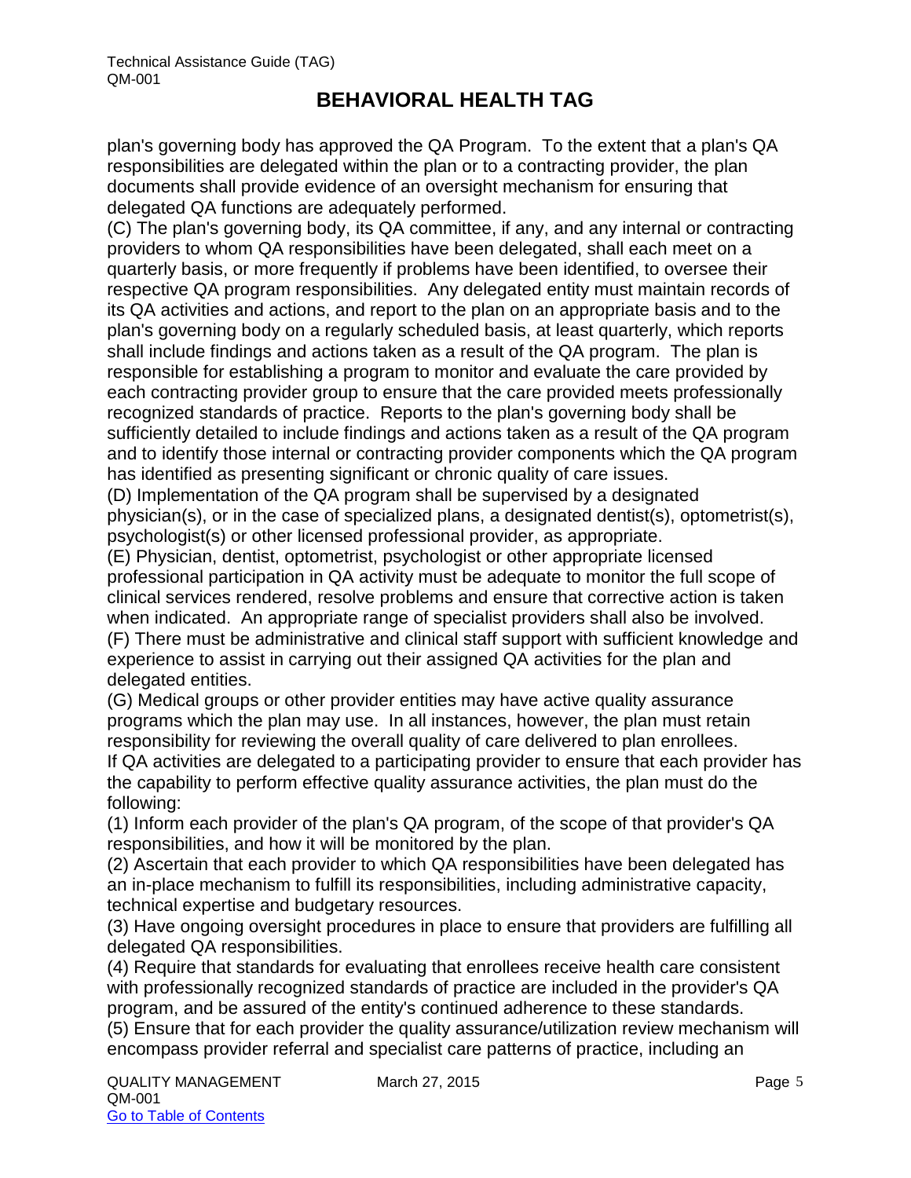plan's governing body has approved the QA Program. To the extent that a plan's QA responsibilities are delegated within the plan or to a contracting provider, the plan documents shall provide evidence of an oversight mechanism for ensuring that delegated QA functions are adequately performed.

(C) The plan's governing body, its QA committee, if any, and any internal or contracting providers to whom QA responsibilities have been delegated, shall each meet on a quarterly basis, or more frequently if problems have been identified, to oversee their respective QA program responsibilities. Any delegated entity must maintain records of its QA activities and actions, and report to the plan on an appropriate basis and to the plan's governing body on a regularly scheduled basis, at least quarterly, which reports shall include findings and actions taken as a result of the QA program. The plan is responsible for establishing a program to monitor and evaluate the care provided by each contracting provider group to ensure that the care provided meets professionally recognized standards of practice. Reports to the plan's governing body shall be sufficiently detailed to include findings and actions taken as a result of the QA program and to identify those internal or contracting provider components which the QA program has identified as presenting significant or chronic quality of care issues.

(D) Implementation of the QA program shall be supervised by a designated physician(s), or in the case of specialized plans, a designated dentist(s), optometrist(s), psychologist(s) or other licensed professional provider, as appropriate.

(E) Physician, dentist, optometrist, psychologist or other appropriate licensed professional participation in QA activity must be adequate to monitor the full scope of clinical services rendered, resolve problems and ensure that corrective action is taken when indicated. An appropriate range of specialist providers shall also be involved.

(F) There must be administrative and clinical staff support with sufficient knowledge and experience to assist in carrying out their assigned QA activities for the plan and delegated entities.

(G) Medical groups or other provider entities may have active quality assurance programs which the plan may use. In all instances, however, the plan must retain responsibility for reviewing the overall quality of care delivered to plan enrollees. If QA activities are delegated to a participating provider to ensure that each provider has the capability to perform effective quality assurance activities, the plan must do the following:

(1) Inform each provider of the plan's QA program, of the scope of that provider's QA responsibilities, and how it will be monitored by the plan.

(2) Ascertain that each provider to which QA responsibilities have been delegated has an in-place mechanism to fulfill its responsibilities, including administrative capacity, technical expertise and budgetary resources.

(3) Have ongoing oversight procedures in place to ensure that providers are fulfilling all delegated QA responsibilities.

(4) Require that standards for evaluating that enrollees receive health care consistent with professionally recognized standards of practice are included in the provider's QA program, and be assured of the entity's continued adherence to these standards.

(5) Ensure that for each provider the quality assurance/utilization review mechanism will encompass provider referral and specialist care patterns of practice, including an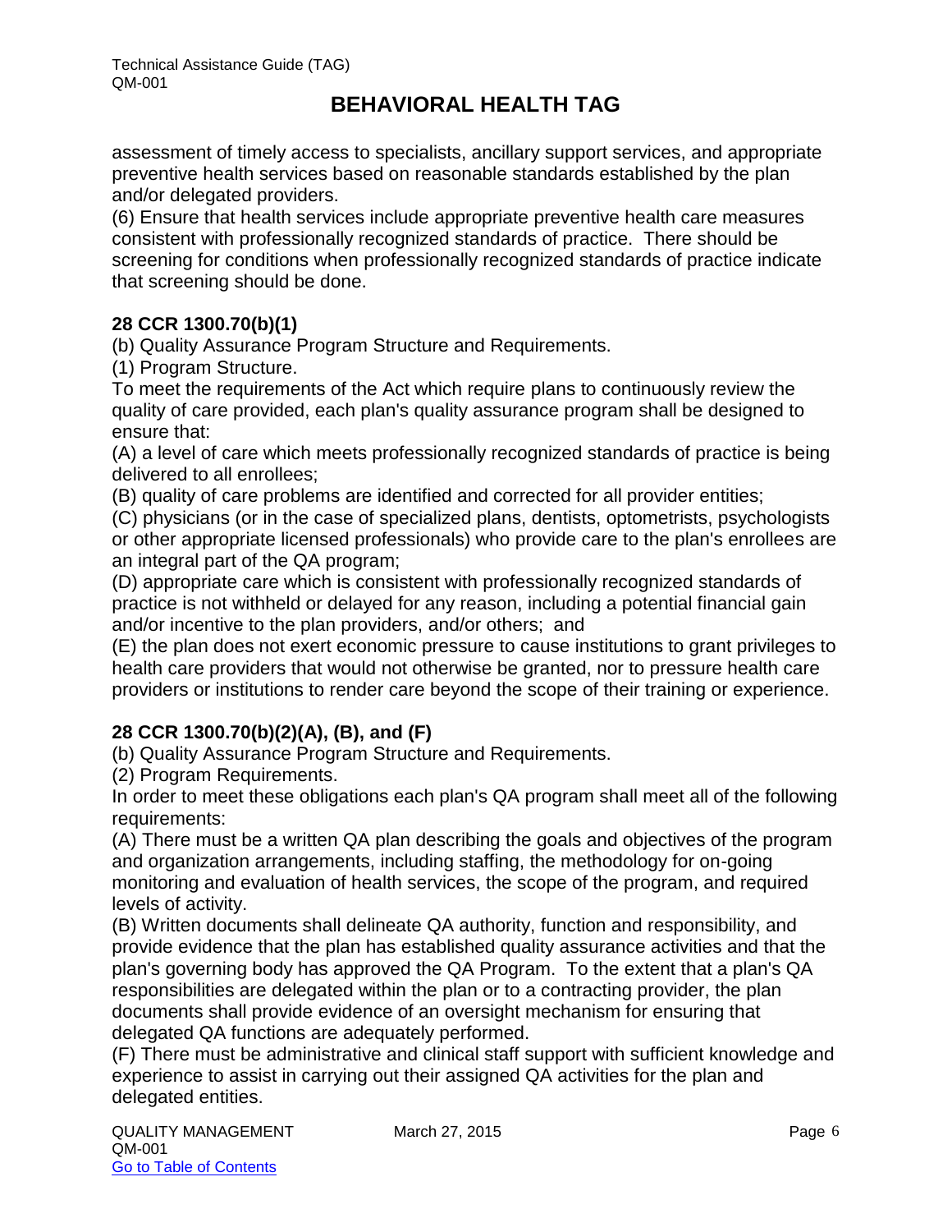assessment of timely access to specialists, ancillary support services, and appropriate preventive health services based on reasonable standards established by the plan and/or delegated providers.

(6) Ensure that health services include appropriate preventive health care measures consistent with professionally recognized standards of practice. There should be screening for conditions when professionally recognized standards of practice indicate that screening should be done.

**28 CCR 1300.70(b)(1)**

(b) Quality Assurance Program Structure and Requirements.

(1) Program Structure.

To meet the requirements of the Act which require plans to continuously review the quality of care provided, each plan's quality assurance program shall be designed to ensure that:

(A) a level of care which meets professionally recognized standards of practice is being delivered to all enrollees;

(B) quality of care problems are identified and corrected for all provider entities;

(C) physicians (or in the case of specialized plans, dentists, optometrists, psychologists or other appropriate licensed professionals) who provide care to the plan's enrollees are an integral part of the QA program;

(D) appropriate care which is consistent with professionally recognized standards of practice is not withheld or delayed for any reason, including a potential financial gain and/or incentive to the plan providers, and/or others; and

(E) the plan does not exert economic pressure to cause institutions to grant privileges to health care providers that would not otherwise be granted, nor to pressure health care providers or institutions to render care beyond the scope of their training or experience.

**28 CCR 1300.70(b)(2)(A), (B), and (F)**

(b) Quality Assurance Program Structure and Requirements.

(2) Program Requirements.

In order to meet these obligations each plan's QA program shall meet all of the following requirements:

(A) There must be a written QA plan describing the goals and objectives of the program and organization arrangements, including staffing, the methodology for on-going monitoring and evaluation of health services, the scope of the program, and required levels of activity.

(B) Written documents shall delineate QA authority, function and responsibility, and provide evidence that the plan has established quality assurance activities and that the plan's governing body has approved the QA Program. To the extent that a plan's QA responsibilities are delegated within the plan or to a contracting provider, the plan documents shall provide evidence of an oversight mechanism for ensuring that delegated QA functions are adequately performed.

(F) There must be administrative and clinical staff support with sufficient knowledge and experience to assist in carrying out their assigned QA activities for the plan and delegated entities.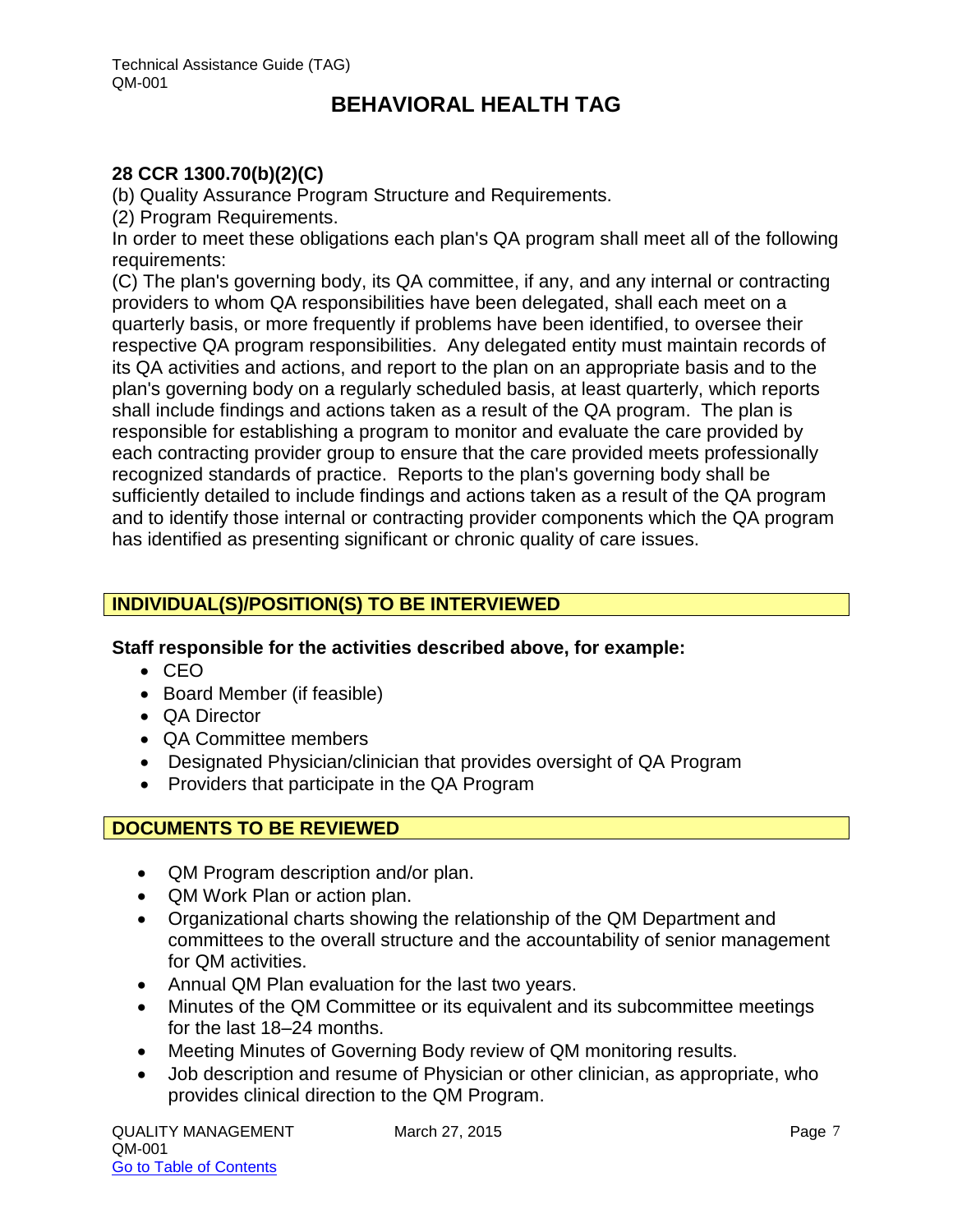**28 CCR 1300.70(b)(2)(C)**

(b) Quality Assurance Program Structure and Requirements.

(2) Program Requirements.

In order to meet these obligations each plan's QA program shall meet all of the following requirements:

(C) The plan's governing body, its QA committee, if any, and any internal or contracting providers to whom QA responsibilities have been delegated, shall each meet on a quarterly basis, or more frequently if problems have been identified, to oversee their respective QA program responsibilities. Any delegated entity must maintain records of its QA activities and actions, and report to the plan on an appropriate basis and to the plan's governing body on a regularly scheduled basis, at least quarterly, which reports shall include findings and actions taken as a result of the QA program. The plan is responsible for establishing a program to monitor and evaluate the care provided by each contracting provider group to ensure that the care provided meets professionally recognized standards of practice. Reports to the plan's governing body shall be sufficiently detailed to include findings and actions taken as a result of the QA program and to identify those internal or contracting provider components which the QA program has identified as presenting significant or chronic quality of care issues.

## INDIVIDUAL(S)/POSITION(S) TO BE INTERVIEWED

**Staff responsible for the activities described above, for example:**

- CEO
- Board Member (if feasible)
- QA Director
- QA Committee members
- Designated Physician/clinician that provides oversight of QA Program
- Providers that participate in the QA Program

## DOCUMENTS TO BE REVIEWED

- QM Program description and/or plan.
- QM Work Plan or action plan.
- Organizational charts showing the relationship of the QM Department and committees to the overall structure and the accountability of senior management for QM activities.
- Annual QM Plan evaluation for the last two years.
- Minutes of the QM Committee or its equivalent and its subcommittee meetings for the last 18–24 months.
- Meeting Minutes of Governing Body review of QM monitoring results.
- Job description and resume of Physician or other clinician, as appropriate, who provides clinical direction to the QM Program.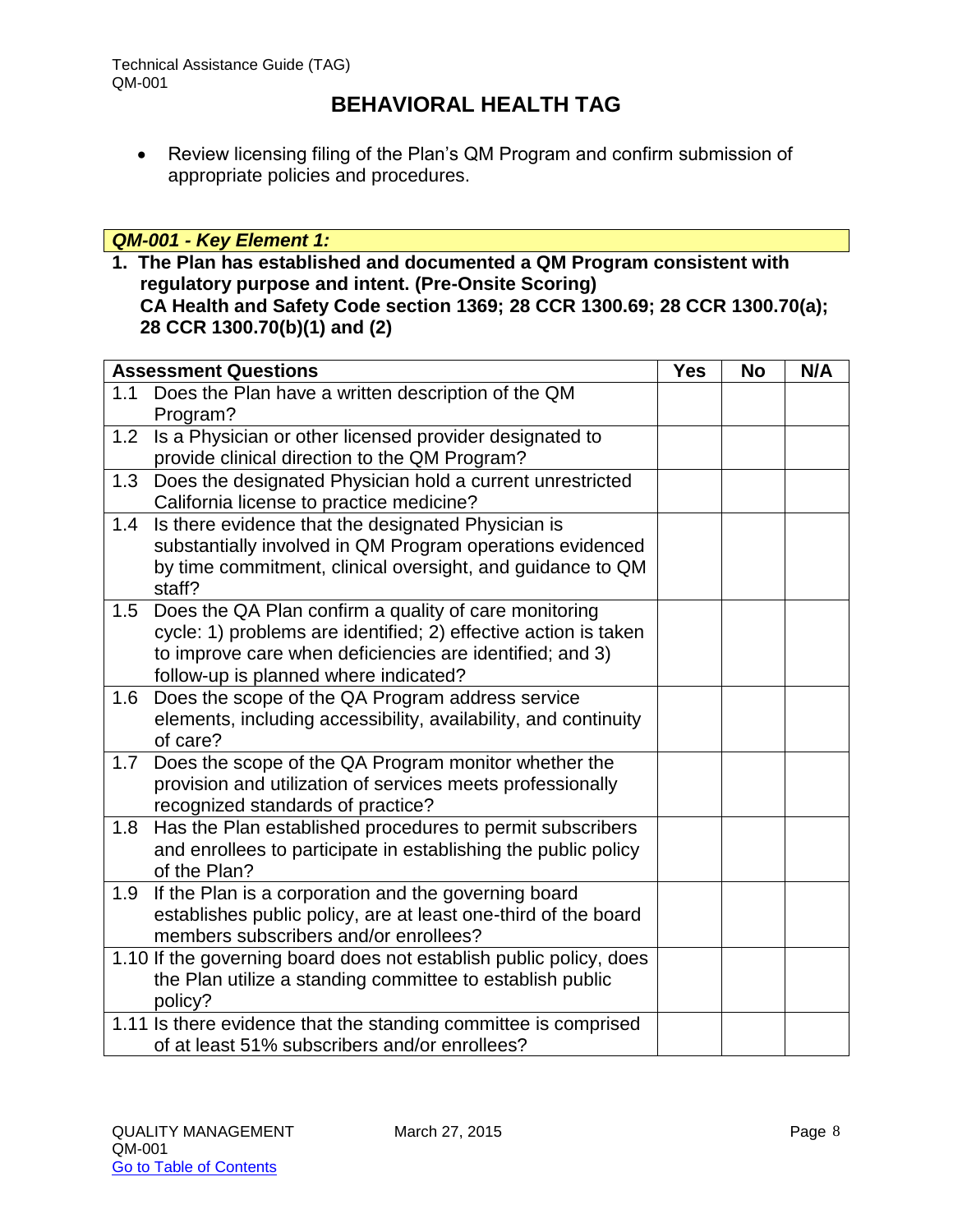- Review licensing filing of the Plan's QM Program and confirm submission of appropriate policies and procedures.

***QM-001 - Key Element 1:***

**1. The Plan has established and documented a QM Program consistent with regulatory purpose and intent. (Pre-Onsite Scoring)**
**CA Health and Safety Code section 1369; 28 CCR 1300.69; 28 CCR 1300.70(a); 28 CCR 1300.70(b)(1) and (2)**

| Assessment Questions | Yes | No | N/A |
|---|---|---|---|
| 1.1 Does the Plan have a written description of the QM Program? | | | |
| 1.2 Is a Physician or other licensed provider designated to provide clinical direction to the QM Program? | | | |
| 1.3 Does the designated Physician hold a current unrestricted California license to practice medicine? | | | |
| 1.4 Is there evidence that the designated Physician is substantially involved in QM Program operations evidenced by time commitment, clinical oversight, and guidance to QM staff? | | | |
| 1.5 Does the QA Plan confirm a quality of care monitoring cycle: 1) problems are identified; 2) effective action is taken to improve care when deficiencies are identified; and 3) follow-up is planned where indicated? | | | |
| 1.6 Does the scope of the QA Program address service elements, including accessibility, availability, and continuity of care? | | | |
| 1.7 Does the scope of the QA Program monitor whether the provision and utilization of services meets professionally recognized standards of practice? | | | |
| 1.8 Has the Plan established procedures to permit subscribers and enrollees to participate in establishing the public policy of the Plan? | | | |
| 1.9 If the Plan is a corporation and the governing board establishes public policy, are at least one-third of the board members subscribers and/or enrollees? | | | |
| 1.10 If the governing board does not establish public policy, does the Plan utilize a standing committee to establish public policy? | | | |
| 1.11 Is there evidence that the standing committee is comprised of at least 51% subscribers and/or enrollees? | | | |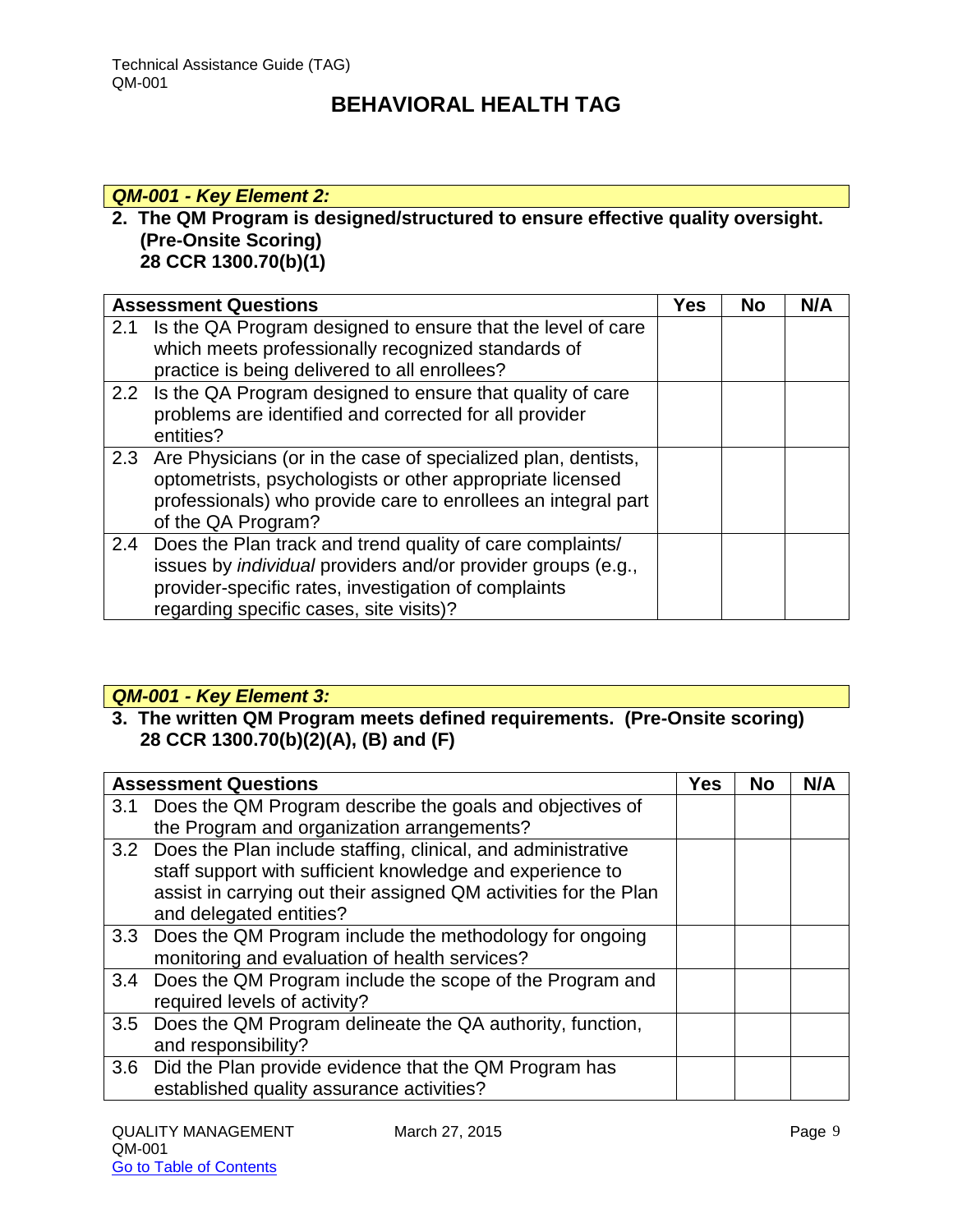***QM-001 - Key Element 2:***

**2. The QM Program is designed/structured to ensure effective quality oversight. (Pre-Onsite Scoring)
28 CCR 1300.70(b)(1)**

| Assessment Questions | Yes | No | N/A |
|---|---|---|---|
| 2.1 Is the QA Program designed to ensure that the level of care which meets professionally recognized standards of practice is being delivered to all enrollees? | | | |
| 2.2 Is the QA Program designed to ensure that quality of care problems are identified and corrected for all provider entities? | | | |
| 2.3 Are Physicians (or in the case of specialized plan, dentists, optometrists, psychologists or other appropriate licensed professionals) who provide care to enrollees an integral part of the QA Program? | | | |
| 2.4 Does the Plan track and trend quality of care complaints/ issues by *individual* providers and/or provider groups (e.g., provider-specific rates, investigation of complaints regarding specific cases, site visits)? | | | |

***QM-001 - Key Element 3:***

**3. The written QM Program meets defined requirements. (Pre-Onsite scoring)
28 CCR 1300.70(b)(2)(A), (B) and (F)**

| Assessment Questions | Yes | No | N/A |
|---|---|---|---|
| 3.1 Does the QM Program describe the goals and objectives of the Program and organization arrangements? | | | |
| 3.2 Does the Plan include staffing, clinical, and administrative staff support with sufficient knowledge and experience to assist in carrying out their assigned QM activities for the Plan and delegated entities? | | | |
| 3.3 Does the QM Program include the methodology for ongoing monitoring and evaluation of health services? | | | |
| 3.4 Does the QM Program include the scope of the Program and required levels of activity? | | | |
| 3.5 Does the QM Program delineate the QA authority, function, and responsibility? | | | |
| 3.6 Did the Plan provide evidence that the QM Program has established quality assurance activities? | | | |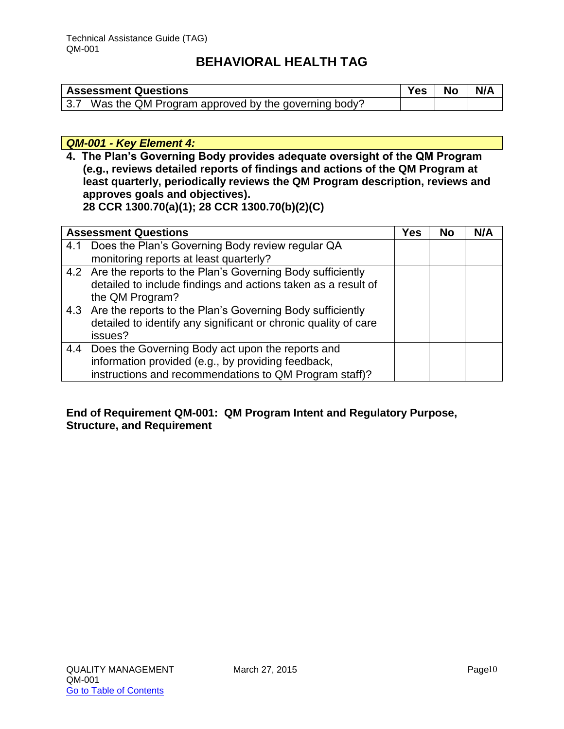| Assessment Questions | Yes | No | N/A |
|---|---|---|---|
| 3.7 Was the QM Program approved by the governing body? | | | |

***QM-001 - Key Element 4:***

**4. The Plan's Governing Body provides adequate oversight of the QM Program (e.g., reviews detailed reports of findings and actions of the QM Program at least quarterly, periodically reviews the QM Program description, reviews and approves goals and objectives).**
**28 CCR 1300.70(a)(1); 28 CCR 1300.70(b)(2)(C)**

| Assessment Questions | Yes | No | N/A |
|---|---|---|---|
| 4.1 Does the Plan's Governing Body review regular QA monitoring reports at least quarterly? | | | |
| 4.2 Are the reports to the Plan's Governing Body sufficiently detailed to include findings and actions taken as a result of the QM Program? | | | |
| 4.3 Are the reports to the Plan's Governing Body sufficiently detailed to identify any significant or chronic quality of care issues? | | | |
| 4.4 Does the Governing Body act upon the reports and information provided (e.g., by providing feedback, instructions and recommendations to QM Program staff)? | | | |

**End of Requirement QM-001: QM Program Intent and Regulatory Purpose, Structure, and Requirement**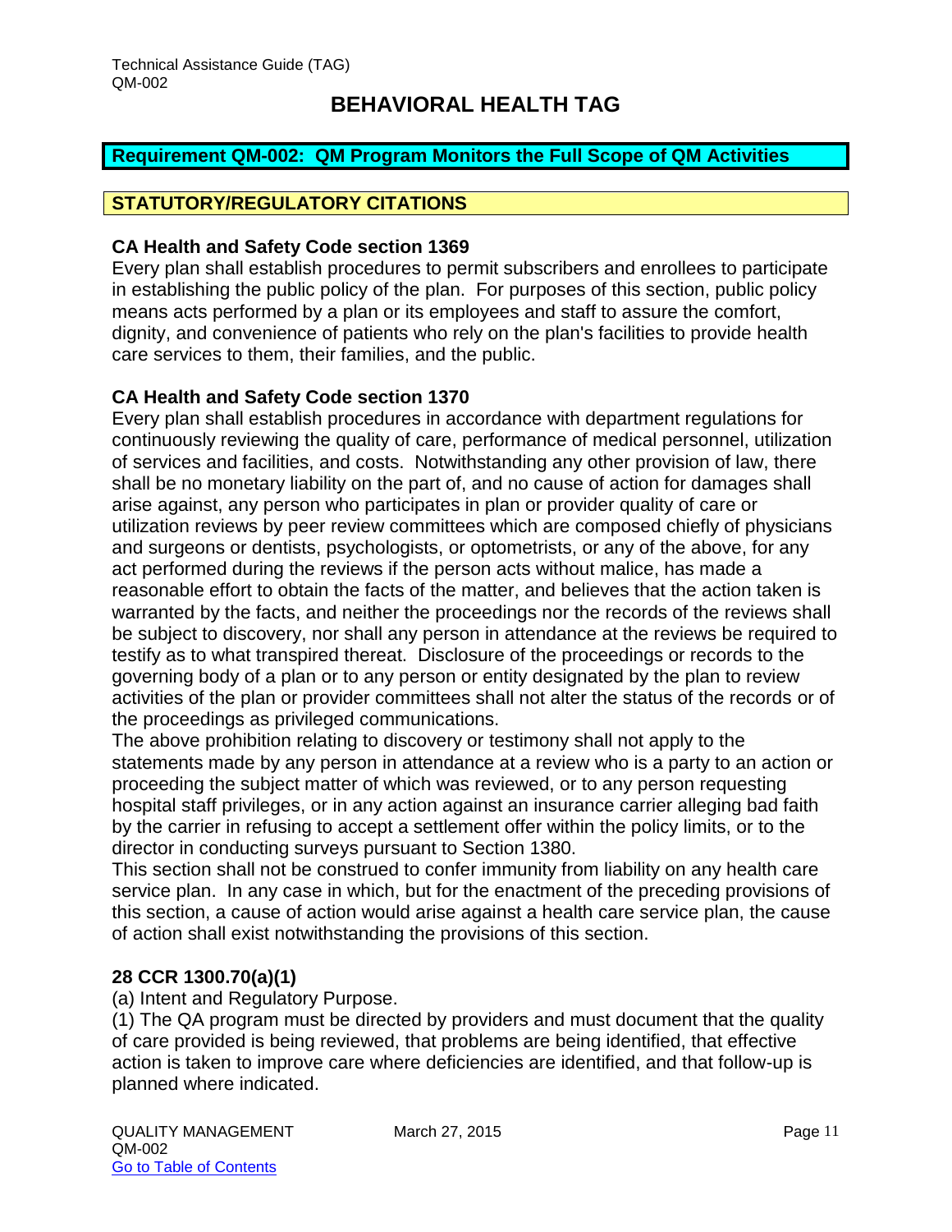# BEHAVIORAL HEALTH TAG

## Requirement QM-002: QM Program Monitors the Full Scope of QM Activities

### STATUTORY/REGULATORY CITATIONS

**CA Health and Safety Code section 1369**

Every plan shall establish procedures to permit subscribers and enrollees to participate in establishing the public policy of the plan. For purposes of this section, public policy means acts performed by a plan or its employees and staff to assure the comfort, dignity, and convenience of patients who rely on the plan's facilities to provide health care services to them, their families, and the public.

**CA Health and Safety Code section 1370**

Every plan shall establish procedures in accordance with department regulations for continuously reviewing the quality of care, performance of medical personnel, utilization of services and facilities, and costs. Notwithstanding any other provision of law, there shall be no monetary liability on the part of, and no cause of action for damages shall arise against, any person who participates in plan or provider quality of care or utilization reviews by peer review committees which are composed chiefly of physicians and surgeons or dentists, psychologists, or optometrists, or any of the above, for any act performed during the reviews if the person acts without malice, has made a reasonable effort to obtain the facts of the matter, and believes that the action taken is warranted by the facts, and neither the proceedings nor the records of the reviews shall be subject to discovery, nor shall any person in attendance at the reviews be required to testify as to what transpired thereat. Disclosure of the proceedings or records to the governing body of a plan or to any person or entity designated by the plan to review activities of the plan or provider committees shall not alter the status of the records or of the proceedings as privileged communications.

The above prohibition relating to discovery or testimony shall not apply to the statements made by any person in attendance at a review who is a party to an action or proceeding the subject matter of which was reviewed, or to any person requesting hospital staff privileges, or in any action against an insurance carrier alleging bad faith by the carrier in refusing to accept a settlement offer within the policy limits, or to the director in conducting surveys pursuant to Section 1380.

This section shall not be construed to confer immunity from liability on any health care service plan. In any case in which, but for the enactment of the preceding provisions of this section, a cause of action would arise against a health care service plan, the cause of action shall exist notwithstanding the provisions of this section.

**28 CCR 1300.70(a)(1)**

(a) Intent and Regulatory Purpose.

(1) The QA program must be directed by providers and must document that the quality of care provided is being reviewed, that problems are being identified, that effective action is taken to improve care where deficiencies are identified, and that follow-up is planned where indicated.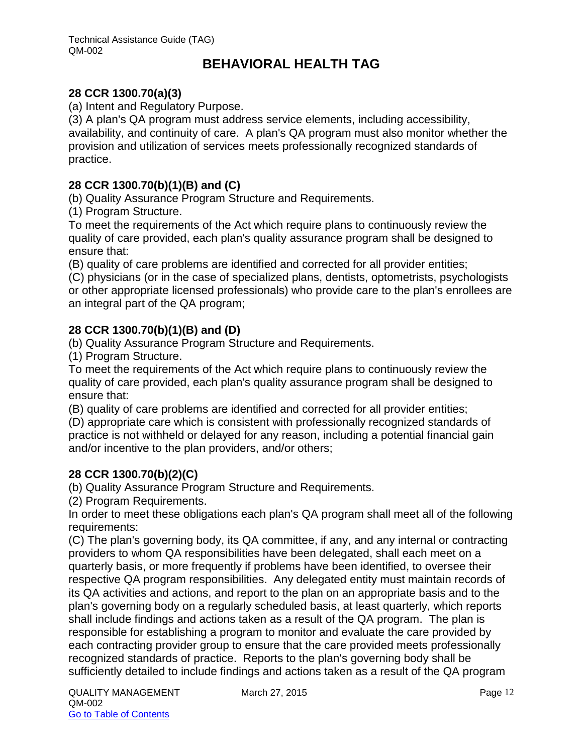# BEHAVIORAL HEALTH TAG

**28 CCR 1300.70(a)(3)**

(a) Intent and Regulatory Purpose.

(3) A plan's QA program must address service elements, including accessibility, availability, and continuity of care. A plan's QA program must also monitor whether the provision and utilization of services meets professionally recognized standards of practice.

**28 CCR 1300.70(b)(1)(B) and (C)**

(b) Quality Assurance Program Structure and Requirements.

(1) Program Structure.

To meet the requirements of the Act which require plans to continuously review the quality of care provided, each plan's quality assurance program shall be designed to ensure that:

(B) quality of care problems are identified and corrected for all provider entities;

(C) physicians (or in the case of specialized plans, dentists, optometrists, psychologists or other appropriate licensed professionals) who provide care to the plan's enrollees are an integral part of the QA program;

**28 CCR 1300.70(b)(1)(B) and (D)**

(b) Quality Assurance Program Structure and Requirements.

(1) Program Structure.

To meet the requirements of the Act which require plans to continuously review the quality of care provided, each plan's quality assurance program shall be designed to ensure that:

(B) quality of care problems are identified and corrected for all provider entities;

(D) appropriate care which is consistent with professionally recognized standards of practice is not withheld or delayed for any reason, including a potential financial gain and/or incentive to the plan providers, and/or others;

**28 CCR 1300.70(b)(2)(C)**

(b) Quality Assurance Program Structure and Requirements.

(2) Program Requirements.

In order to meet these obligations each plan's QA program shall meet all of the following requirements:

(C) The plan's governing body, its QA committee, if any, and any internal or contracting providers to whom QA responsibilities have been delegated, shall each meet on a quarterly basis, or more frequently if problems have been identified, to oversee their respective QA program responsibilities. Any delegated entity must maintain records of its QA activities and actions, and report to the plan on an appropriate basis and to the plan's governing body on a regularly scheduled basis, at least quarterly, which reports shall include findings and actions taken as a result of the QA program. The plan is responsible for establishing a program to monitor and evaluate the care provided by each contracting provider group to ensure that the care provided meets professionally recognized standards of practice. Reports to the plan's governing body shall be sufficiently detailed to include findings and actions taken as a result of the QA program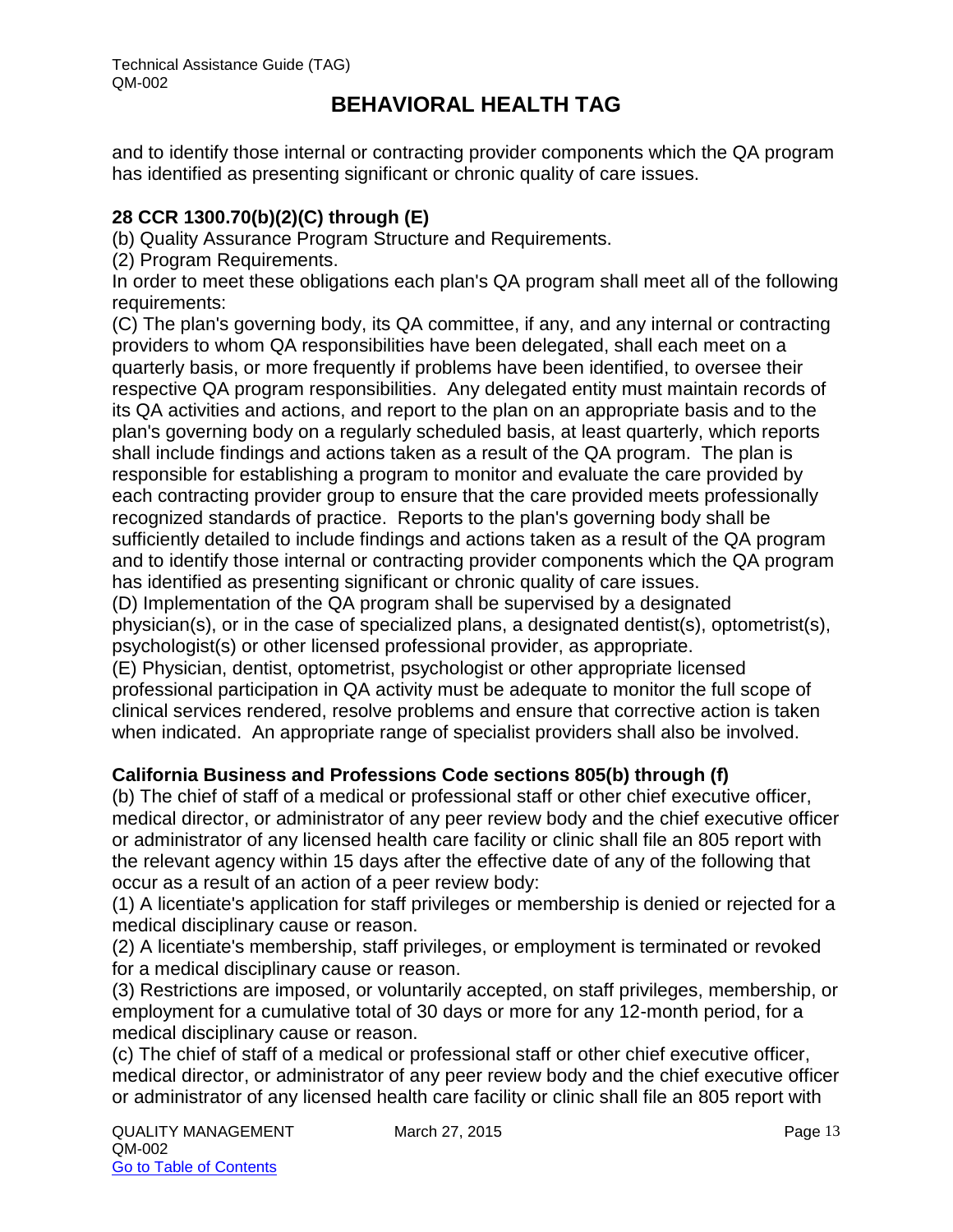and to identify those internal or contracting provider components which the QA program has identified as presenting significant or chronic quality of care issues.

**28 CCR 1300.70(b)(2)(C) through (E)**

(b) Quality Assurance Program Structure and Requirements.

(2) Program Requirements.

In order to meet these obligations each plan's QA program shall meet all of the following requirements:

(C) The plan's governing body, its QA committee, if any, and any internal or contracting providers to whom QA responsibilities have been delegated, shall each meet on a quarterly basis, or more frequently if problems have been identified, to oversee their respective QA program responsibilities. Any delegated entity must maintain records of its QA activities and actions, and report to the plan on an appropriate basis and to the plan's governing body on a regularly scheduled basis, at least quarterly, which reports shall include findings and actions taken as a result of the QA program. The plan is responsible for establishing a program to monitor and evaluate the care provided by each contracting provider group to ensure that the care provided meets professionally recognized standards of practice. Reports to the plan's governing body shall be sufficiently detailed to include findings and actions taken as a result of the QA program and to identify those internal or contracting provider components which the QA program has identified as presenting significant or chronic quality of care issues.

(D) Implementation of the QA program shall be supervised by a designated physician(s), or in the case of specialized plans, a designated dentist(s), optometrist(s), psychologist(s) or other licensed professional provider, as appropriate.

(E) Physician, dentist, optometrist, psychologist or other appropriate licensed professional participation in QA activity must be adequate to monitor the full scope of clinical services rendered, resolve problems and ensure that corrective action is taken when indicated. An appropriate range of specialist providers shall also be involved.

**California Business and Professions Code sections 805(b) through (f)**

(b) The chief of staff of a medical or professional staff or other chief executive officer, medical director, or administrator of any peer review body and the chief executive officer or administrator of any licensed health care facility or clinic shall file an 805 report with the relevant agency within 15 days after the effective date of any of the following that occur as a result of an action of a peer review body:

(1) A licentiate's application for staff privileges or membership is denied or rejected for a medical disciplinary cause or reason.

(2) A licentiate's membership, staff privileges, or employment is terminated or revoked for a medical disciplinary cause or reason.

(3) Restrictions are imposed, or voluntarily accepted, on staff privileges, membership, or employment for a cumulative total of 30 days or more for any 12-month period, for a medical disciplinary cause or reason.

(c) The chief of staff of a medical or professional staff or other chief executive officer, medical director, or administrator of any peer review body and the chief executive officer or administrator of any licensed health care facility or clinic shall file an 805 report with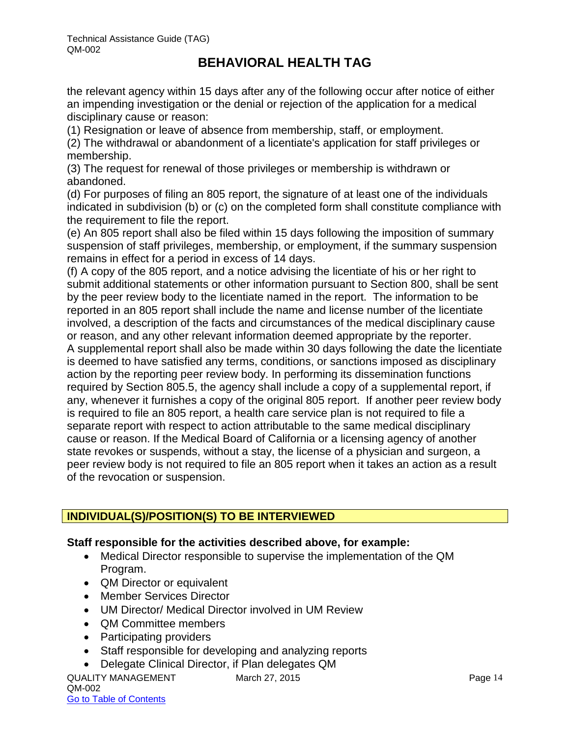the relevant agency within 15 days after any of the following occur after notice of either an impending investigation or the denial or rejection of the application for a medical disciplinary cause or reason:

(1) Resignation or leave of absence from membership, staff, or employment.

(2) The withdrawal or abandonment of a licentiate's application for staff privileges or membership.

(3) The request for renewal of those privileges or membership is withdrawn or abandoned.

(d) For purposes of filing an 805 report, the signature of at least one of the individuals indicated in subdivision (b) or (c) on the completed form shall constitute compliance with the requirement to file the report.

(e) An 805 report shall also be filed within 15 days following the imposition of summary suspension of staff privileges, membership, or employment, if the summary suspension remains in effect for a period in excess of 14 days.

(f) A copy of the 805 report, and a notice advising the licentiate of his or her right to submit additional statements or other information pursuant to Section 800, shall be sent by the peer review body to the licentiate named in the report. The information to be reported in an 805 report shall include the name and license number of the licentiate involved, a description of the facts and circumstances of the medical disciplinary cause or reason, and any other relevant information deemed appropriate by the reporter. A supplemental report shall also be made within 30 days following the date the licentiate is deemed to have satisfied any terms, conditions, or sanctions imposed as disciplinary action by the reporting peer review body. In performing its dissemination functions required by Section 805.5, the agency shall include a copy of a supplemental report, if any, whenever it furnishes a copy of the original 805 report. If another peer review body is required to file an 805 report, a health care service plan is not required to file a separate report with respect to action attributable to the same medical disciplinary cause or reason. If the Medical Board of California or a licensing agency of another state revokes or suspends, without a stay, the license of a physician and surgeon, a peer review body is not required to file an 805 report when it takes an action as a result of the revocation or suspension.

## INDIVIDUAL(S)/POSITION(S) TO BE INTERVIEWED

**Staff responsible for the activities described above, for example:**

- Medical Director responsible to supervise the implementation of the QM Program.
- QM Director or equivalent
- Member Services Director
- UM Director/ Medical Director involved in UM Review
- QM Committee members
- Participating providers
- Staff responsible for developing and analyzing reports
- Delegate Clinical Director, if Plan delegates QM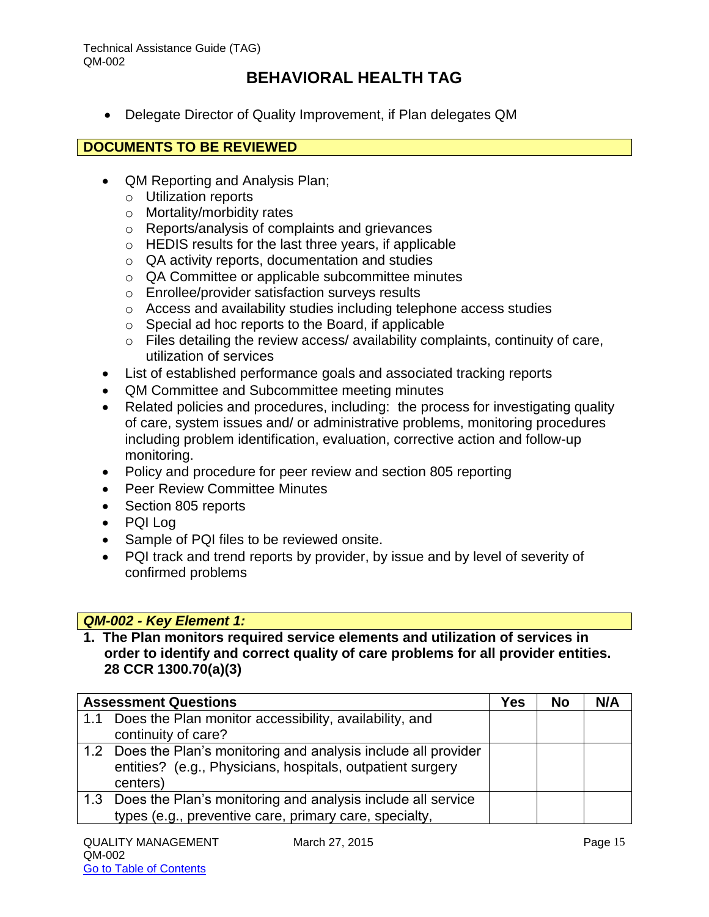- Delegate Director of Quality Improvement, if Plan delegates QM

## DOCUMENTS TO BE REVIEWED

- QM Reporting and Analysis Plan;
  - Utilization reports
  - Mortality/morbidity rates
  - Reports/analysis of complaints and grievances
  - HEDIS results for the last three years, if applicable
  - QA activity reports, documentation and studies
  - QA Committee or applicable subcommittee minutes
  - Enrollee/provider satisfaction surveys results
  - Access and availability studies including telephone access studies
  - Special ad hoc reports to the Board, if applicable
  - Files detailing the review access/ availability complaints, continuity of care, utilization of services
- List of established performance goals and associated tracking reports
- QM Committee and Subcommittee meeting minutes
- Related policies and procedures, including: the process for investigating quality of care, system issues and/ or administrative problems, monitoring procedures including problem identification, evaluation, corrective action and follow-up monitoring.
- Policy and procedure for peer review and section 805 reporting
- Peer Review Committee Minutes
- Section 805 reports
- PQI Log
- Sample of PQI files to be reviewed onsite.
- PQI track and trend reports by provider, by issue and by level of severity of confirmed problems

## *QM-002 - Key Element 1:*

**1. The Plan monitors required service elements and utilization of services in order to identify and correct quality of care problems for all provider entities. 28 CCR 1300.70(a)(3)**

| Assessment Questions | Yes | No | N/A |
|---|---|---|---|
| 1.1 Does the Plan monitor accessibility, availability, and continuity of care? | | | |
| 1.2 Does the Plan's monitoring and analysis include all provider entities? (e.g., Physicians, hospitals, outpatient surgery centers) | | | |
| 1.3 Does the Plan's monitoring and analysis include all service types (e.g., preventive care, primary care, specialty, | | | |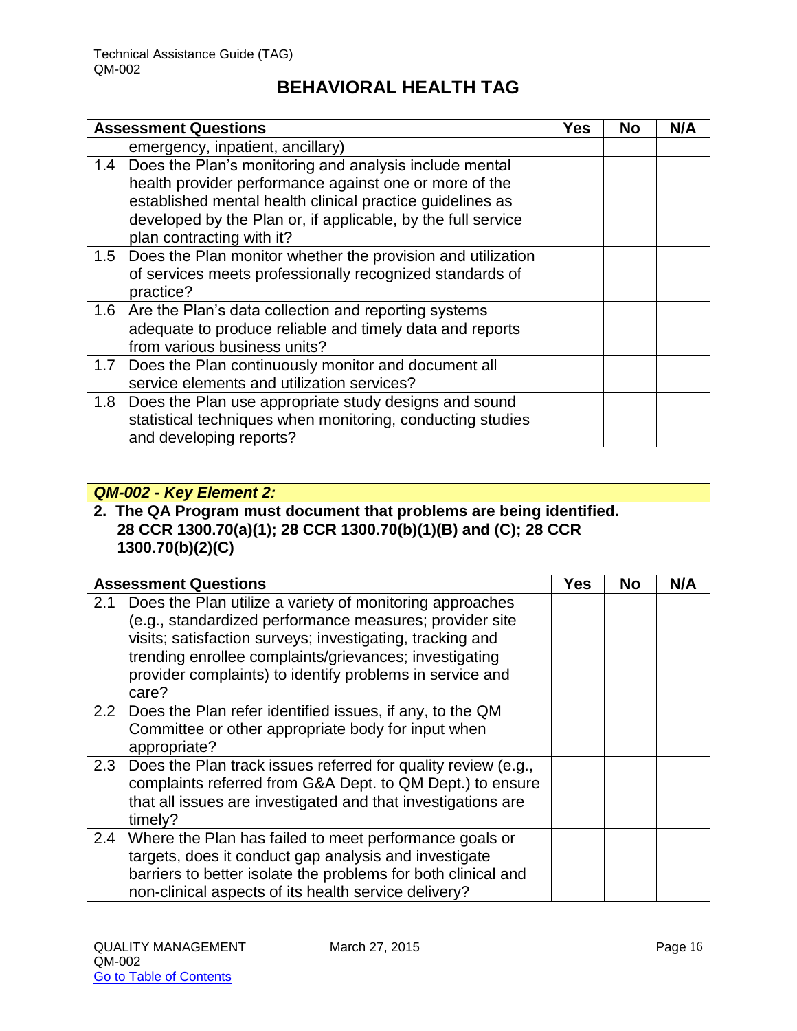# BEHAVIORAL HEALTH TAG

| Assessment Questions | Yes | No | N/A |
|---|---|---|---|
| emergency, inpatient, ancillary) | | | |
| 1.4 Does the Plan's monitoring and analysis include mental health provider performance against one or more of the established mental health clinical practice guidelines as developed by the Plan or, if applicable, by the full service plan contracting with it? | | | |
| 1.5 Does the Plan monitor whether the provision and utilization of services meets professionally recognized standards of practice? | | | |
| 1.6 Are the Plan's data collection and reporting systems adequate to produce reliable and timely data and reports from various business units? | | | |
| 1.7 Does the Plan continuously monitor and document all service elements and utilization services? | | | |
| 1.8 Does the Plan use appropriate study designs and sound statistical techniques when monitoring, conducting studies and developing reports? | | | |

***QM-002 - Key Element 2:***

**2. The QA Program must document that problems are being identified. 28 CCR 1300.70(a)(1); 28 CCR 1300.70(b)(1)(B) and (C); 28 CCR 1300.70(b)(2)(C)**

| Assessment Questions | Yes | No | N/A |
|---|---|---|---|
| 2.1 Does the Plan utilize a variety of monitoring approaches (e.g., standardized performance measures; provider site visits; satisfaction surveys; investigating, tracking and trending enrollee complaints/grievances; investigating provider complaints) to identify problems in service and care? | | | |
| 2.2 Does the Plan refer identified issues, if any, to the QM Committee or other appropriate body for input when appropriate? | | | |
| 2.3 Does the Plan track issues referred for quality review (e.g., complaints referred from G&A Dept. to QM Dept.) to ensure that all issues are investigated and that investigations are timely? | | | |
| 2.4 Where the Plan has failed to meet performance goals or targets, does it conduct gap analysis and investigate barriers to better isolate the problems for both clinical and non-clinical aspects of its health service delivery? | | | |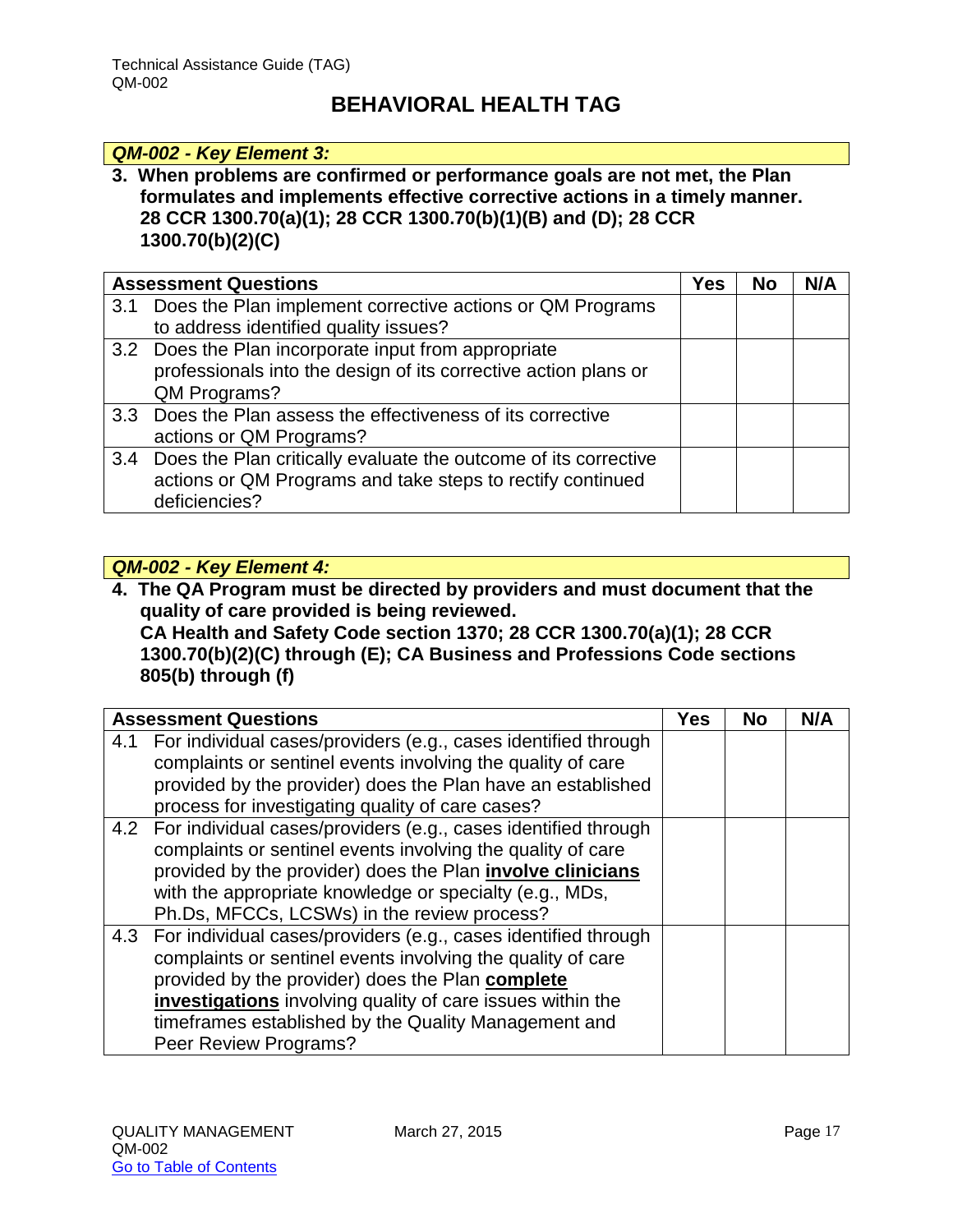# BEHAVIORAL HEALTH TAG

***QM-002 - Key Element 3:***

**3. When problems are confirmed or performance goals are not met, the Plan formulates and implements effective corrective actions in a timely manner. 28 CCR 1300.70(a)(1); 28 CCR 1300.70(b)(1)(B) and (D); 28 CCR 1300.70(b)(2)(C)**

| Assessment Questions | Yes | No | N/A |
|---|---|---|---|
| 3.1 Does the Plan implement corrective actions or QM Programs to address identified quality issues? | | | |
| 3.2 Does the Plan incorporate input from appropriate professionals into the design of its corrective action plans or QM Programs? | | | |
| 3.3 Does the Plan assess the effectiveness of its corrective actions or QM Programs? | | | |
| 3.4 Does the Plan critically evaluate the outcome of its corrective actions or QM Programs and take steps to rectify continued deficiencies? | | | |

***QM-002 - Key Element 4:***

**4. The QA Program must be directed by providers and must document that the quality of care provided is being reviewed. CA Health and Safety Code section 1370; 28 CCR 1300.70(a)(1); 28 CCR 1300.70(b)(2)(C) through (E); CA Business and Professions Code sections 805(b) through (f)**

| Assessment Questions | Yes | No | N/A |
|---|---|---|---|
| 4.1 For individual cases/providers (e.g., cases identified through complaints or sentinel events involving the quality of care provided by the provider) does the Plan have an established process for investigating quality of care cases? | | | |
| 4.2 For individual cases/providers (e.g., cases identified through complaints or sentinel events involving the quality of care provided by the provider) does the Plan **involve clinicians** with the appropriate knowledge or specialty (e.g., MDs, Ph.Ds, MFCCs, LCSWs) in the review process? | | | |
| 4.3 For individual cases/providers (e.g., cases identified through complaints or sentinel events involving the quality of care provided by the provider) does the Plan **complete investigations** involving quality of care issues within the timeframes established by the Quality Management and Peer Review Programs? | | | |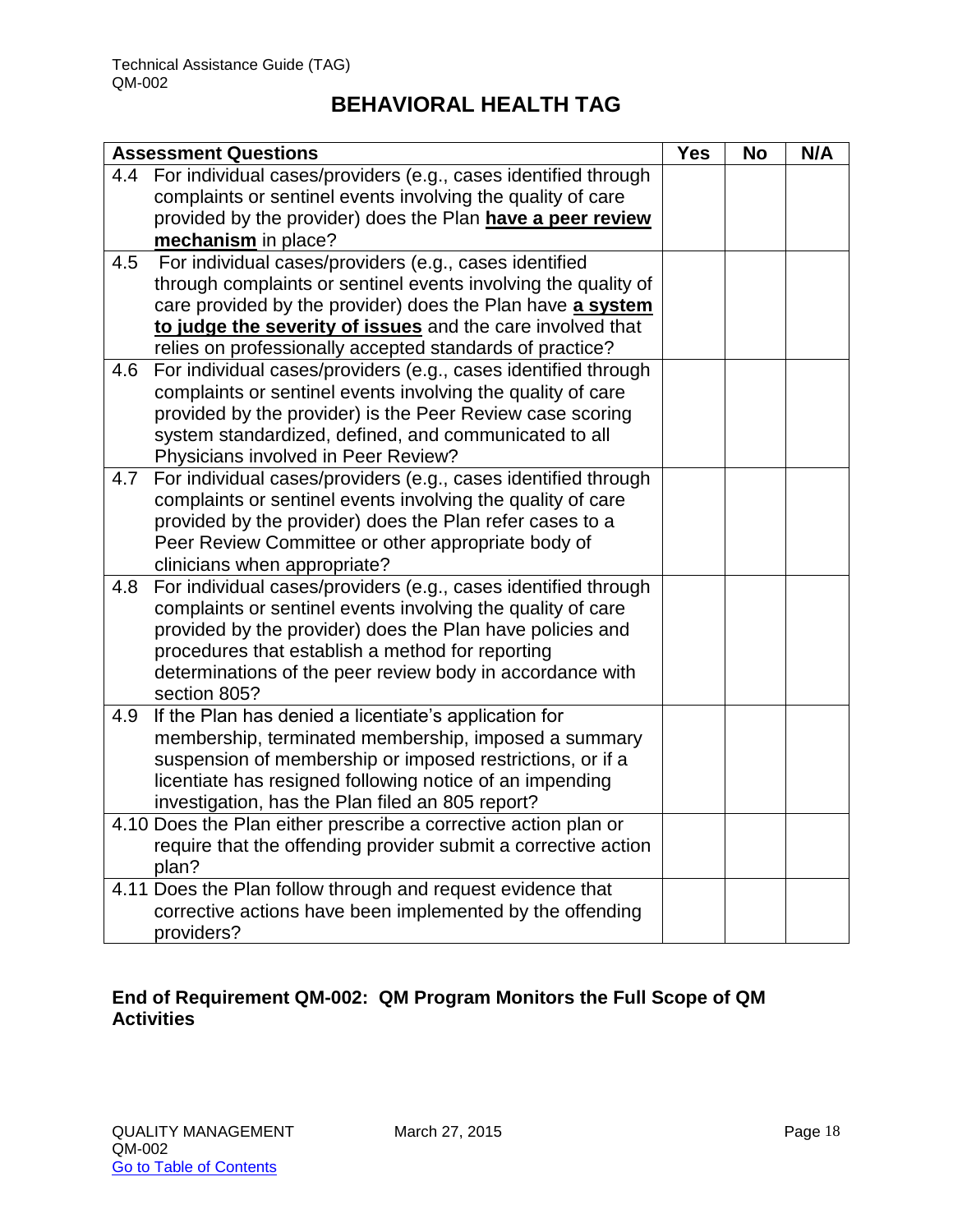# BEHAVIORAL HEALTH TAG

| Assessment Questions | Yes | No | N/A |
|---|---|---|---|
| 4.4 For individual cases/providers (e.g., cases identified through complaints or sentinel events involving the quality of care provided by the provider) does the Plan **have a peer review mechanism** in place? | | | |
| 4.5 For individual cases/providers (e.g., cases identified through complaints or sentinel events involving the quality of care provided by the provider) does the Plan have **a system to judge the severity of issues** and the care involved that relies on professionally accepted standards of practice? | | | |
| 4.6 For individual cases/providers (e.g., cases identified through complaints or sentinel events involving the quality of care provided by the provider) is the Peer Review case scoring system standardized, defined, and communicated to all Physicians involved in Peer Review? | | | |
| 4.7 For individual cases/providers (e.g., cases identified through complaints or sentinel events involving the quality of care provided by the provider) does the Plan refer cases to a Peer Review Committee or other appropriate body of clinicians when appropriate? | | | |
| 4.8 For individual cases/providers (e.g., cases identified through complaints or sentinel events involving the quality of care provided by the provider) does the Plan have policies and procedures that establish a method for reporting determinations of the peer review body in accordance with section 805? | | | |
| 4.9 If the Plan has denied a licentiate's application for membership, terminated membership, imposed a summary suspension of membership or imposed restrictions, or if a licentiate has resigned following notice of an impending investigation, has the Plan filed an 805 report? | | | |
| 4.10 Does the Plan either prescribe a corrective action plan or require that the offending provider submit a corrective action plan? | | | |
| 4.11 Does the Plan follow through and request evidence that corrective actions have been implemented by the offending providers? | | | |

**End of Requirement QM-002: QM Program Monitors the Full Scope of QM Activities**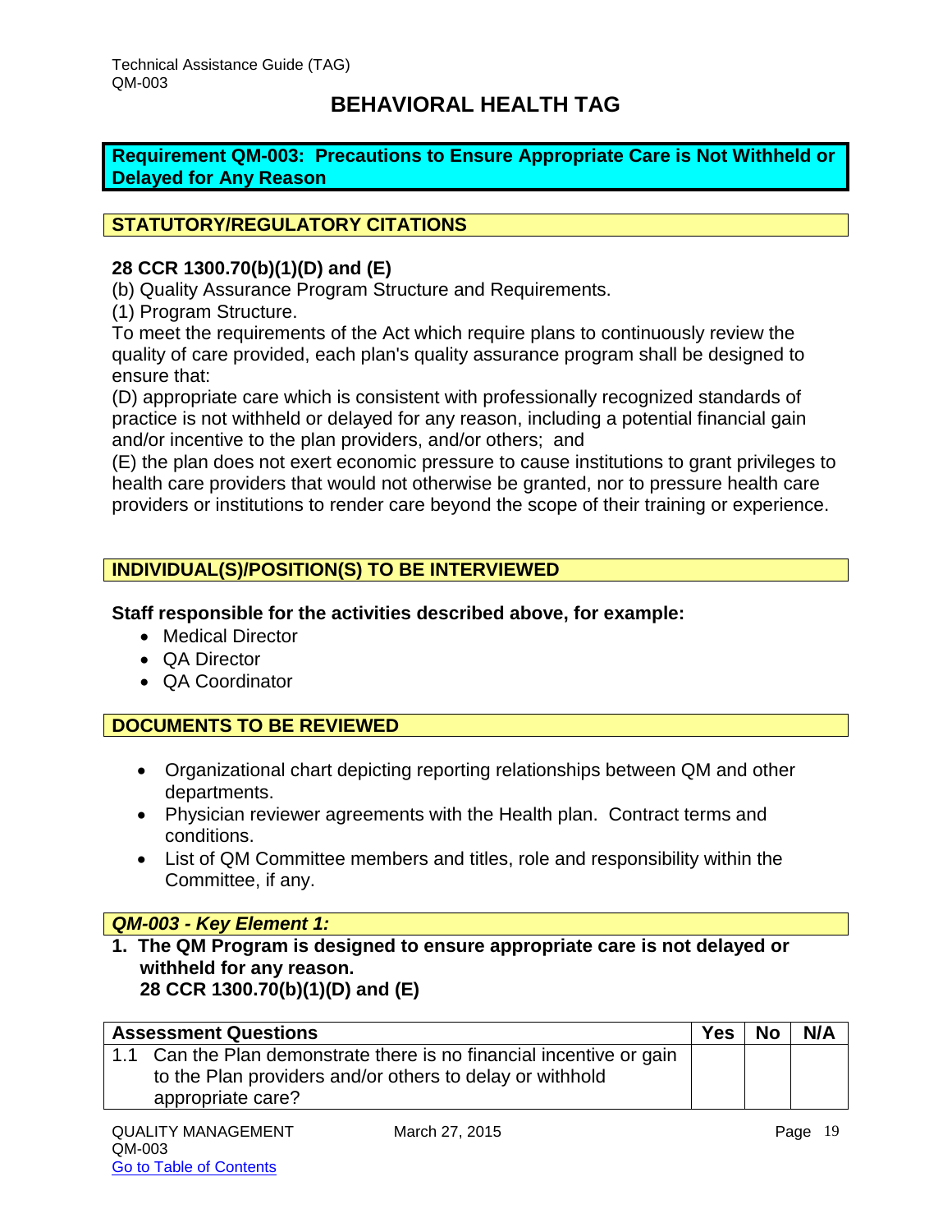# BEHAVIORAL HEALTH TAG

**Requirement QM-003: Precautions to Ensure Appropriate Care is Not Withheld or Delayed for Any Reason**

## STATUTORY/REGULATORY CITATIONS

**28 CCR 1300.70(b)(1)(D) and (E)**

(b) Quality Assurance Program Structure and Requirements.

(1) Program Structure.

To meet the requirements of the Act which require plans to continuously review the quality of care provided, each plan's quality assurance program shall be designed to ensure that:

(D) appropriate care which is consistent with professionally recognized standards of practice is not withheld or delayed for any reason, including a potential financial gain and/or incentive to the plan providers, and/or others; and

(E) the plan does not exert economic pressure to cause institutions to grant privileges to health care providers that would not otherwise be granted, nor to pressure health care providers or institutions to render care beyond the scope of their training or experience.

## INDIVIDUAL(S)/POSITION(S) TO BE INTERVIEWED

**Staff responsible for the activities described above, for example:**

- Medical Director
- QA Director
- QA Coordinator

## DOCUMENTS TO BE REVIEWED

- Organizational chart depicting reporting relationships between QM and other departments.
- Physician reviewer agreements with the Health plan. Contract terms and conditions.
- List of QM Committee members and titles, role and responsibility within the Committee, if any.

### *QM-003 - Key Element 1:*

**1. The QM Program is designed to ensure appropriate care is not delayed or withheld for any reason.**
**28 CCR 1300.70(b)(1)(D) and (E)**

| Assessment Questions | Yes | No | N/A |
|---|---|---|---|
| 1.1 Can the Plan demonstrate there is no financial incentive or gain to the Plan providers and/or others to delay or withhold appropriate care? | | | |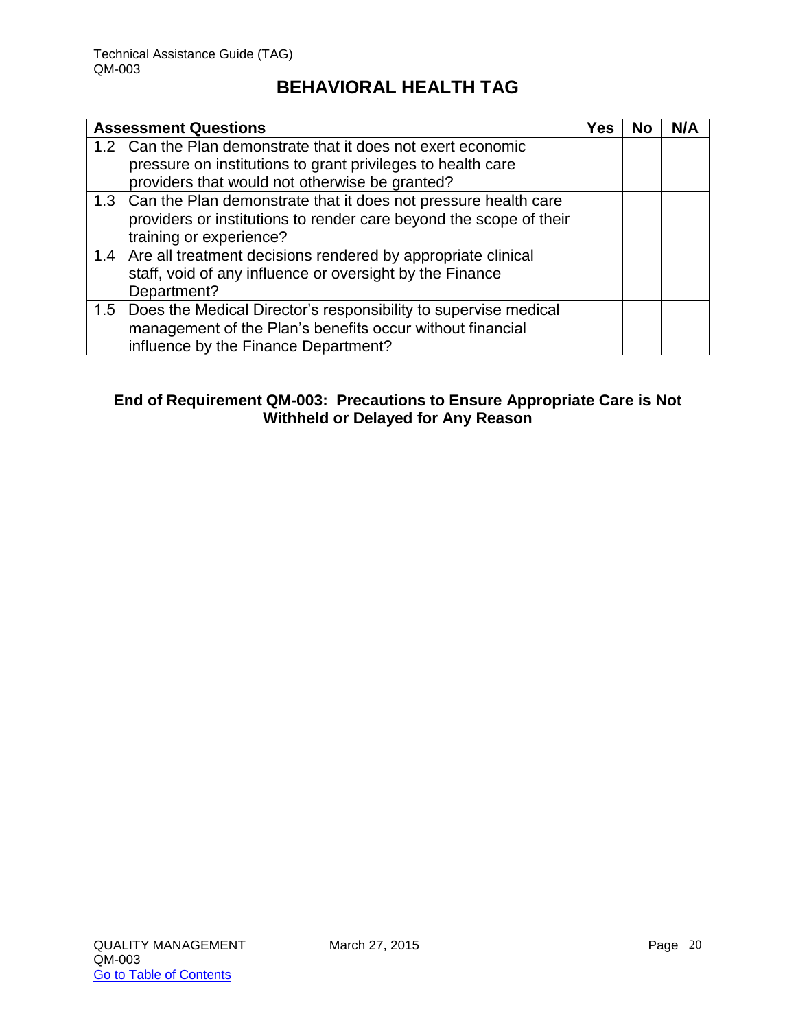# BEHAVIORAL HEALTH TAG

| Assessment Questions | Yes | No | N/A |
|---|---|---|---|
| 1.2 Can the Plan demonstrate that it does not exert economic pressure on institutions to grant privileges to health care providers that would not otherwise be granted? | | | |
| 1.3 Can the Plan demonstrate that it does not pressure health care providers or institutions to render care beyond the scope of their training or experience? | | | |
| 1.4 Are all treatment decisions rendered by appropriate clinical staff, void of any influence or oversight by the Finance Department? | | | |
| 1.5 Does the Medical Director's responsibility to supervise medical management of the Plan's benefits occur without financial influence by the Finance Department? | | | |

**End of Requirement QM-003: Precautions to Ensure Appropriate Care is Not Withheld or Delayed for Any Reason**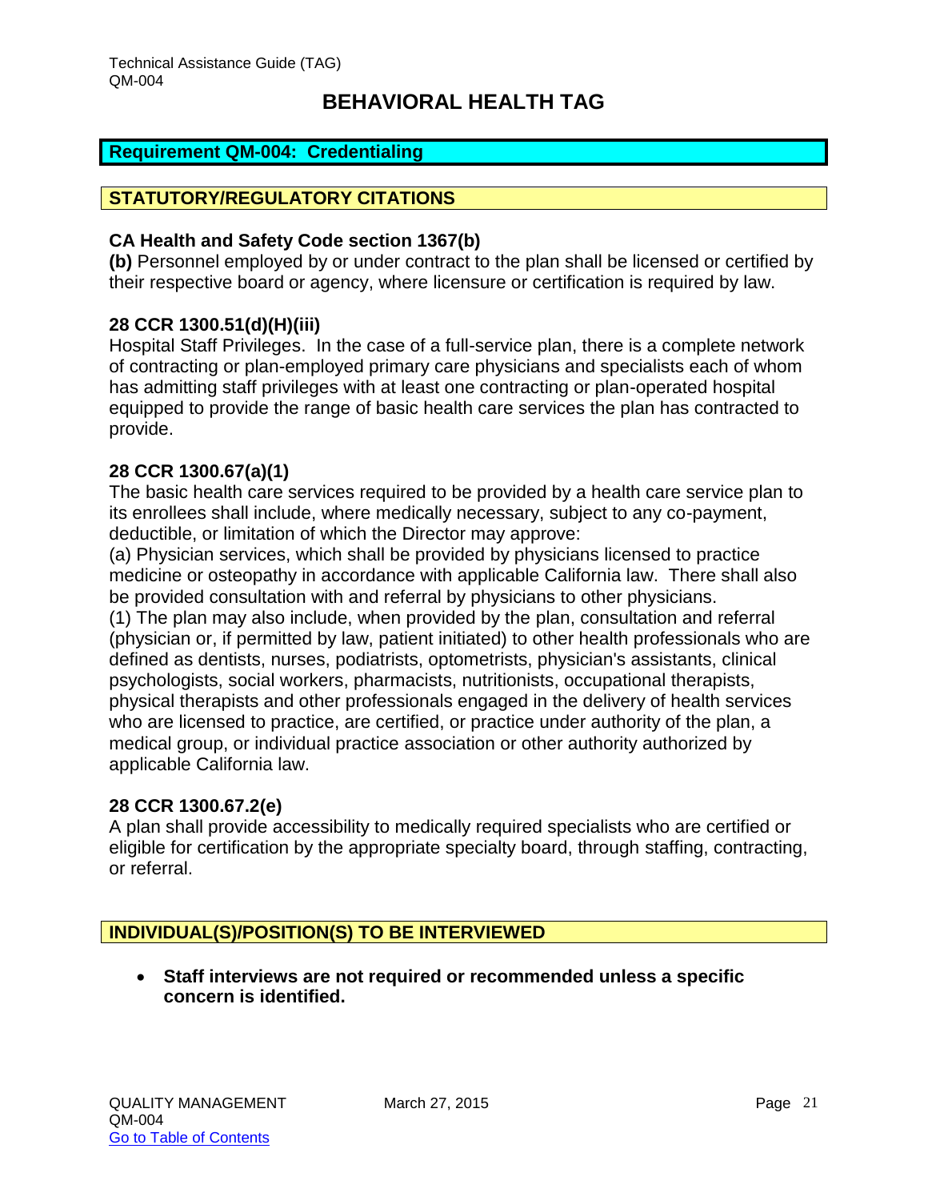# BEHAVIORAL HEALTH TAG

## Requirement QM-004: Credentialing

### STATUTORY/REGULATORY CITATIONS

**CA Health and Safety Code section 1367(b)**
**(b)** Personnel employed by or under contract to the plan shall be licensed or certified by their respective board or agency, where licensure or certification is required by law.

**28 CCR 1300.51(d)(H)(iii)**
Hospital Staff Privileges. In the case of a full-service plan, there is a complete network of contracting or plan-employed primary care physicians and specialists each of whom has admitting staff privileges with at least one contracting or plan-operated hospital equipped to provide the range of basic health care services the plan has contracted to provide.

**28 CCR 1300.67(a)(1)**
The basic health care services required to be provided by a health care service plan to its enrollees shall include, where medically necessary, subject to any co-payment, deductible, or limitation of which the Director may approve:
(a) Physician services, which shall be provided by physicians licensed to practice medicine or osteopathy in accordance with applicable California law. There shall also be provided consultation with and referral by physicians to other physicians.
(1) The plan may also include, when provided by the plan, consultation and referral (physician or, if permitted by law, patient initiated) to other health professionals who are defined as dentists, nurses, podiatrists, optometrists, physician's assistants, clinical psychologists, social workers, pharmacists, nutritionists, occupational therapists, physical therapists and other professionals engaged in the delivery of health services who are licensed to practice, are certified, or practice under authority of the plan, a medical group, or individual practice association or other authority authorized by applicable California law.

**28 CCR 1300.67.2(e)**
A plan shall provide accessibility to medically required specialists who are certified or eligible for certification by the appropriate specialty board, through staffing, contracting, or referral.

### INDIVIDUAL(S)/POSITION(S) TO BE INTERVIEWED

- **Staff interviews are not required or recommended unless a specific concern is identified.**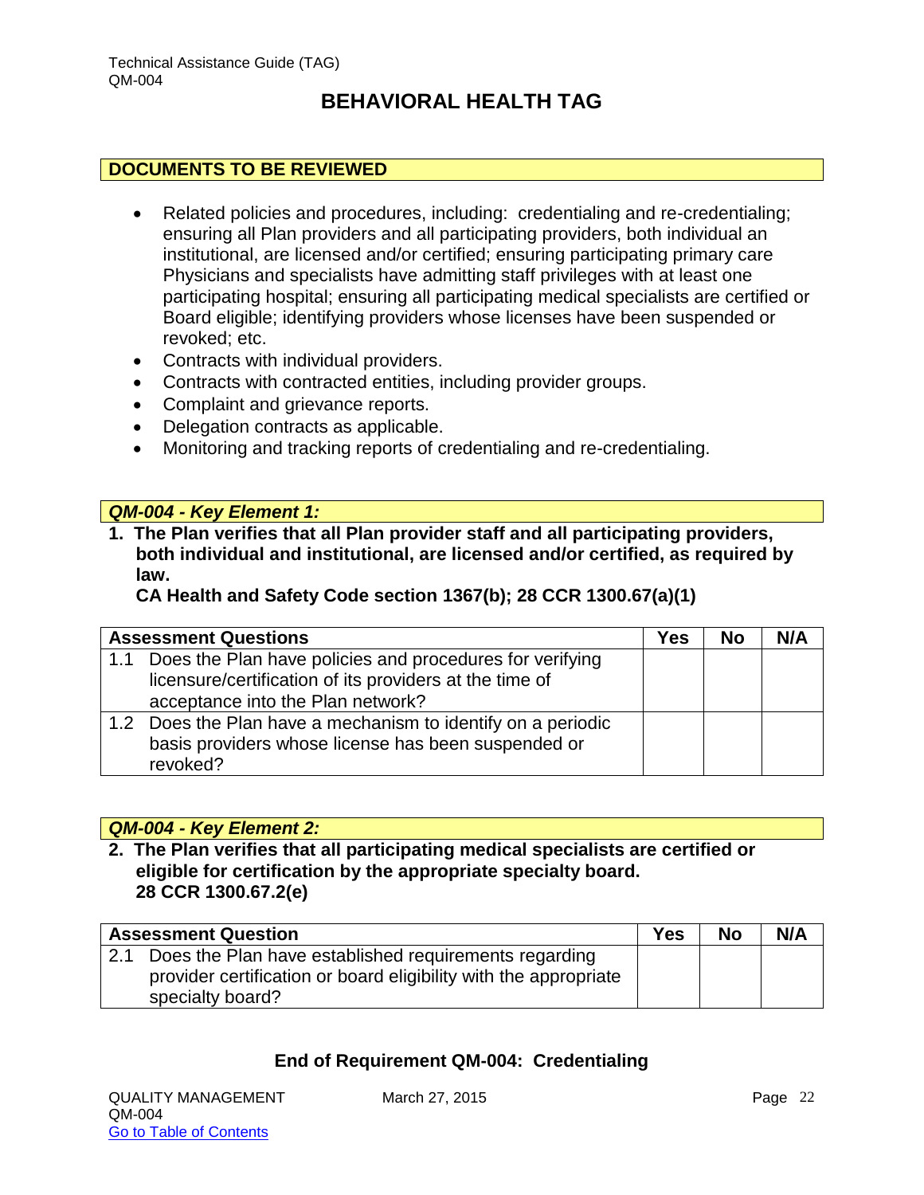## BEHAVIORAL HEALTH TAG

### DOCUMENTS TO BE REVIEWED

- Related policies and procedures, including: credentialing and re-credentialing; ensuring all Plan providers and all participating providers, both individual an institutional, are licensed and/or certified; ensuring participating primary care Physicians and specialists have admitting staff privileges with at least one participating hospital; ensuring all participating medical specialists are certified or Board eligible; identifying providers whose licenses have been suspended or revoked; etc.
- Contracts with individual providers.
- Contracts with contracted entities, including provider groups.
- Complaint and grievance reports.
- Delegation contracts as applicable.
- Monitoring and tracking reports of credentialing and re-credentialing.

### *QM-004 - Key Element 1:*

**1. The Plan verifies that all Plan provider staff and all participating providers, both individual and institutional, are licensed and/or certified, as required by law.**
**CA Health and Safety Code section 1367(b); 28 CCR 1300.67(a)(1)**

| Assessment Questions | Yes | No | N/A |
|---|---|---|---|
| 1.1 Does the Plan have policies and procedures for verifying licensure/certification of its providers at the time of acceptance into the Plan network? | | | |
| 1.2 Does the Plan have a mechanism to identify on a periodic basis providers whose license has been suspended or revoked? | | | |

### *QM-004 - Key Element 2:*

**2. The Plan verifies that all participating medical specialists are certified or eligible for certification by the appropriate specialty board.**
**28 CCR 1300.67.2(e)**

| Assessment Question | Yes | No | N/A |
|---|---|---|---|
| 2.1 Does the Plan have established requirements regarding provider certification or board eligibility with the appropriate specialty board? | | | |

**End of Requirement QM-004: Credentialing**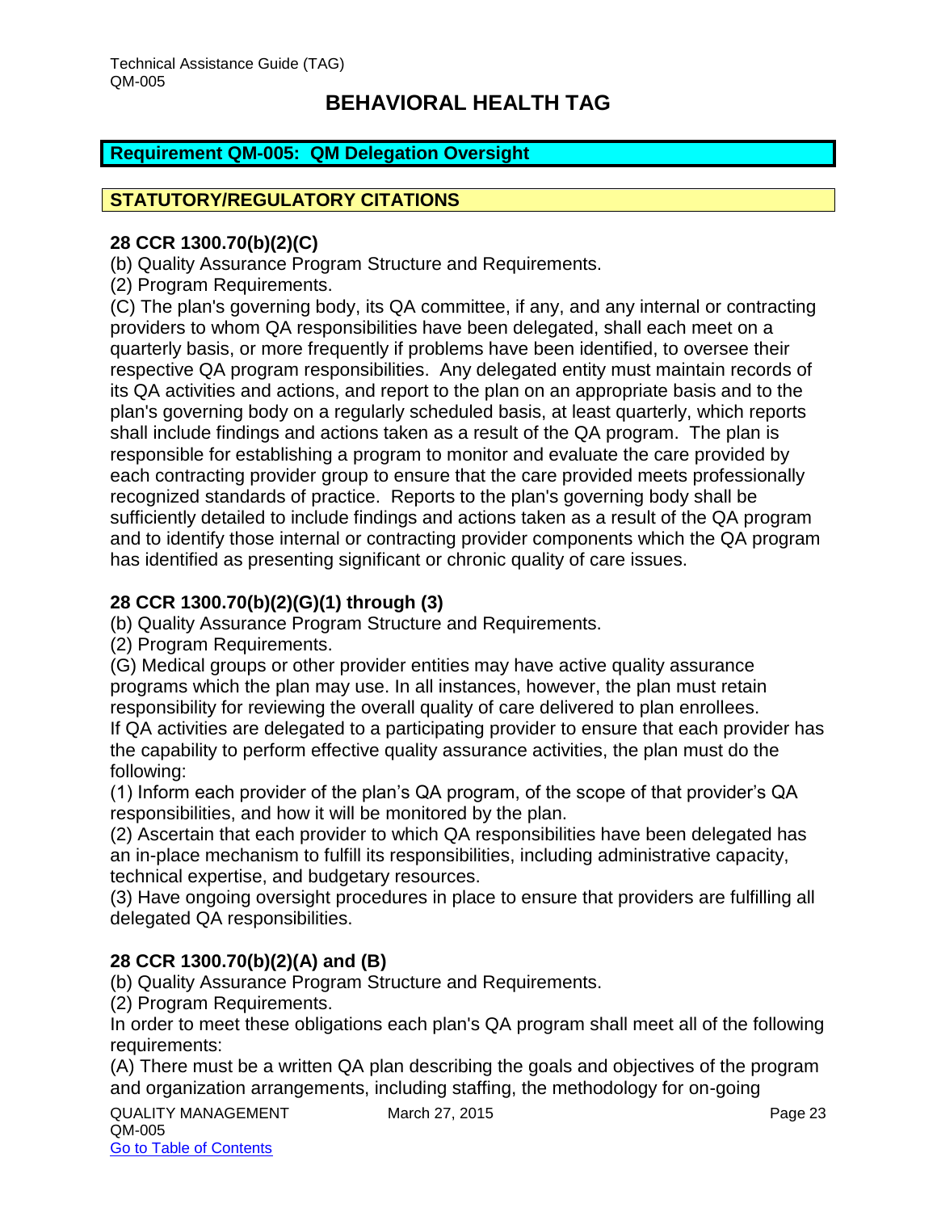# BEHAVIORAL HEALTH TAG

## Requirement QM-005: QM Delegation Oversight

## STATUTORY/REGULATORY CITATIONS

**28 CCR 1300.70(b)(2)(C)**

(b) Quality Assurance Program Structure and Requirements.

(2) Program Requirements.

(C) The plan's governing body, its QA committee, if any, and any internal or contracting providers to whom QA responsibilities have been delegated, shall each meet on a quarterly basis, or more frequently if problems have been identified, to oversee their respective QA program responsibilities. Any delegated entity must maintain records of its QA activities and actions, and report to the plan on an appropriate basis and to the plan's governing body on a regularly scheduled basis, at least quarterly, which reports shall include findings and actions taken as a result of the QA program. The plan is responsible for establishing a program to monitor and evaluate the care provided by each contracting provider group to ensure that the care provided meets professionally recognized standards of practice. Reports to the plan's governing body shall be sufficiently detailed to include findings and actions taken as a result of the QA program and to identify those internal or contracting provider components which the QA program has identified as presenting significant or chronic quality of care issues.

**28 CCR 1300.70(b)(2)(G)(1) through (3)**

(b) Quality Assurance Program Structure and Requirements.

(2) Program Requirements.

(G) Medical groups or other provider entities may have active quality assurance programs which the plan may use. In all instances, however, the plan must retain responsibility for reviewing the overall quality of care delivered to plan enrollees. If QA activities are delegated to a participating provider to ensure that each provider has the capability to perform effective quality assurance activities, the plan must do the following:

(1) Inform each provider of the plan's QA program, of the scope of that provider's QA responsibilities, and how it will be monitored by the plan.

(2) Ascertain that each provider to which QA responsibilities have been delegated has an in-place mechanism to fulfill its responsibilities, including administrative capacity, technical expertise, and budgetary resources.

(3) Have ongoing oversight procedures in place to ensure that providers are fulfilling all delegated QA responsibilities.

**28 CCR 1300.70(b)(2)(A) and (B)**

(b) Quality Assurance Program Structure and Requirements.

(2) Program Requirements.

In order to meet these obligations each plan's QA program shall meet all of the following requirements:

(A) There must be a written QA plan describing the goals and objectives of the program and organization arrangements, including staffing, the methodology for on-going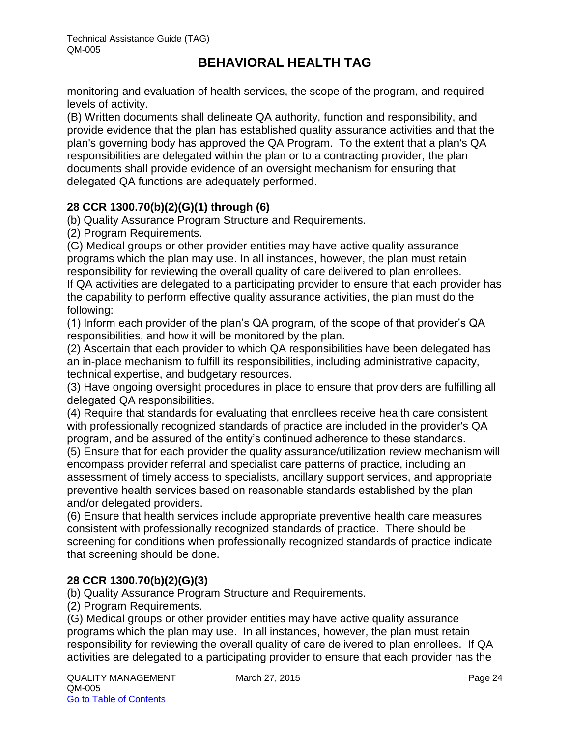monitoring and evaluation of health services, the scope of the program, and required levels of activity.

(B) Written documents shall delineate QA authority, function and responsibility, and provide evidence that the plan has established quality assurance activities and that the plan's governing body has approved the QA Program. To the extent that a plan's QA responsibilities are delegated within the plan or to a contracting provider, the plan documents shall provide evidence of an oversight mechanism for ensuring that delegated QA functions are adequately performed.

**28 CCR 1300.70(b)(2)(G)(1) through (6)**

(b) Quality Assurance Program Structure and Requirements.

(2) Program Requirements.

(G) Medical groups or other provider entities may have active quality assurance programs which the plan may use. In all instances, however, the plan must retain responsibility for reviewing the overall quality of care delivered to plan enrollees. If QA activities are delegated to a participating provider to ensure that each provider has the capability to perform effective quality assurance activities, the plan must do the following:

(1) Inform each provider of the plan's QA program, of the scope of that provider's QA responsibilities, and how it will be monitored by the plan.

(2) Ascertain that each provider to which QA responsibilities have been delegated has an in-place mechanism to fulfill its responsibilities, including administrative capacity, technical expertise, and budgetary resources.

(3) Have ongoing oversight procedures in place to ensure that providers are fulfilling all delegated QA responsibilities.

(4) Require that standards for evaluating that enrollees receive health care consistent with professionally recognized standards of practice are included in the provider's QA program, and be assured of the entity's continued adherence to these standards.

(5) Ensure that for each provider the quality assurance/utilization review mechanism will encompass provider referral and specialist care patterns of practice, including an assessment of timely access to specialists, ancillary support services, and appropriate preventive health services based on reasonable standards established by the plan and/or delegated providers.

(6) Ensure that health services include appropriate preventive health care measures consistent with professionally recognized standards of practice. There should be screening for conditions when professionally recognized standards of practice indicate that screening should be done.

**28 CCR 1300.70(b)(2)(G)(3)**

(b) Quality Assurance Program Structure and Requirements.

(2) Program Requirements.

(G) Medical groups or other provider entities may have active quality assurance programs which the plan may use. In all instances, however, the plan must retain responsibility for reviewing the overall quality of care delivered to plan enrollees. If QA activities are delegated to a participating provider to ensure that each provider has the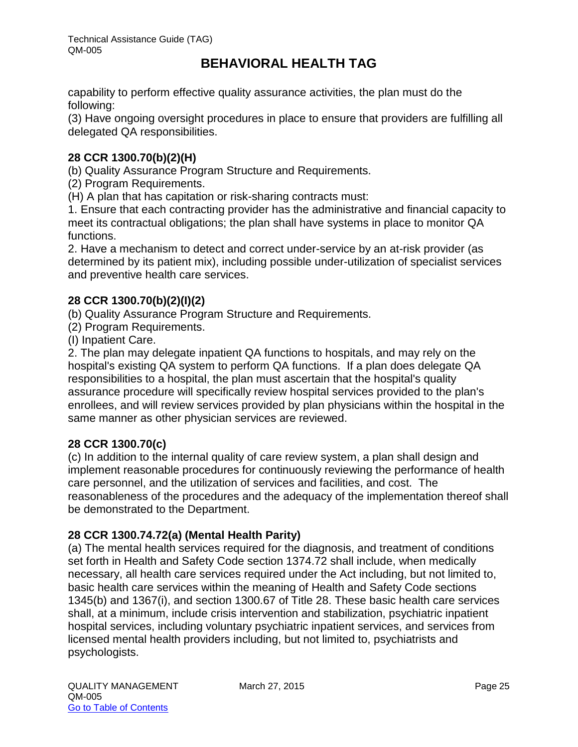capability to perform effective quality assurance activities, the plan must do the following:

(3) Have ongoing oversight procedures in place to ensure that providers are fulfilling all delegated QA responsibilities.

**28 CCR 1300.70(b)(2)(H)**

(b) Quality Assurance Program Structure and Requirements.

(2) Program Requirements.

(H) A plan that has capitation or risk-sharing contracts must:

1. Ensure that each contracting provider has the administrative and financial capacity to meet its contractual obligations; the plan shall have systems in place to monitor QA functions.

2. Have a mechanism to detect and correct under-service by an at-risk provider (as determined by its patient mix), including possible under-utilization of specialist services and preventive health care services.

**28 CCR 1300.70(b)(2)(I)(2)**

(b) Quality Assurance Program Structure and Requirements.

(2) Program Requirements.

(I) Inpatient Care.

2. The plan may delegate inpatient QA functions to hospitals, and may rely on the hospital's existing QA system to perform QA functions. If a plan does delegate QA responsibilities to a hospital, the plan must ascertain that the hospital's quality assurance procedure will specifically review hospital services provided to the plan's enrollees, and will review services provided by plan physicians within the hospital in the same manner as other physician services are reviewed.

**28 CCR 1300.70(c)**

(c) In addition to the internal quality of care review system, a plan shall design and implement reasonable procedures for continuously reviewing the performance of health care personnel, and the utilization of services and facilities, and cost. The reasonableness of the procedures and the adequacy of the implementation thereof shall be demonstrated to the Department.

**28 CCR 1300.74.72(a) (Mental Health Parity)**

(a) The mental health services required for the diagnosis, and treatment of conditions set forth in Health and Safety Code section 1374.72 shall include, when medically necessary, all health care services required under the Act including, but not limited to, basic health care services within the meaning of Health and Safety Code sections 1345(b) and 1367(i), and section 1300.67 of Title 28. These basic health care services shall, at a minimum, include crisis intervention and stabilization, psychiatric inpatient hospital services, including voluntary psychiatric inpatient services, and services from licensed mental health providers including, but not limited to, psychiatrists and psychologists.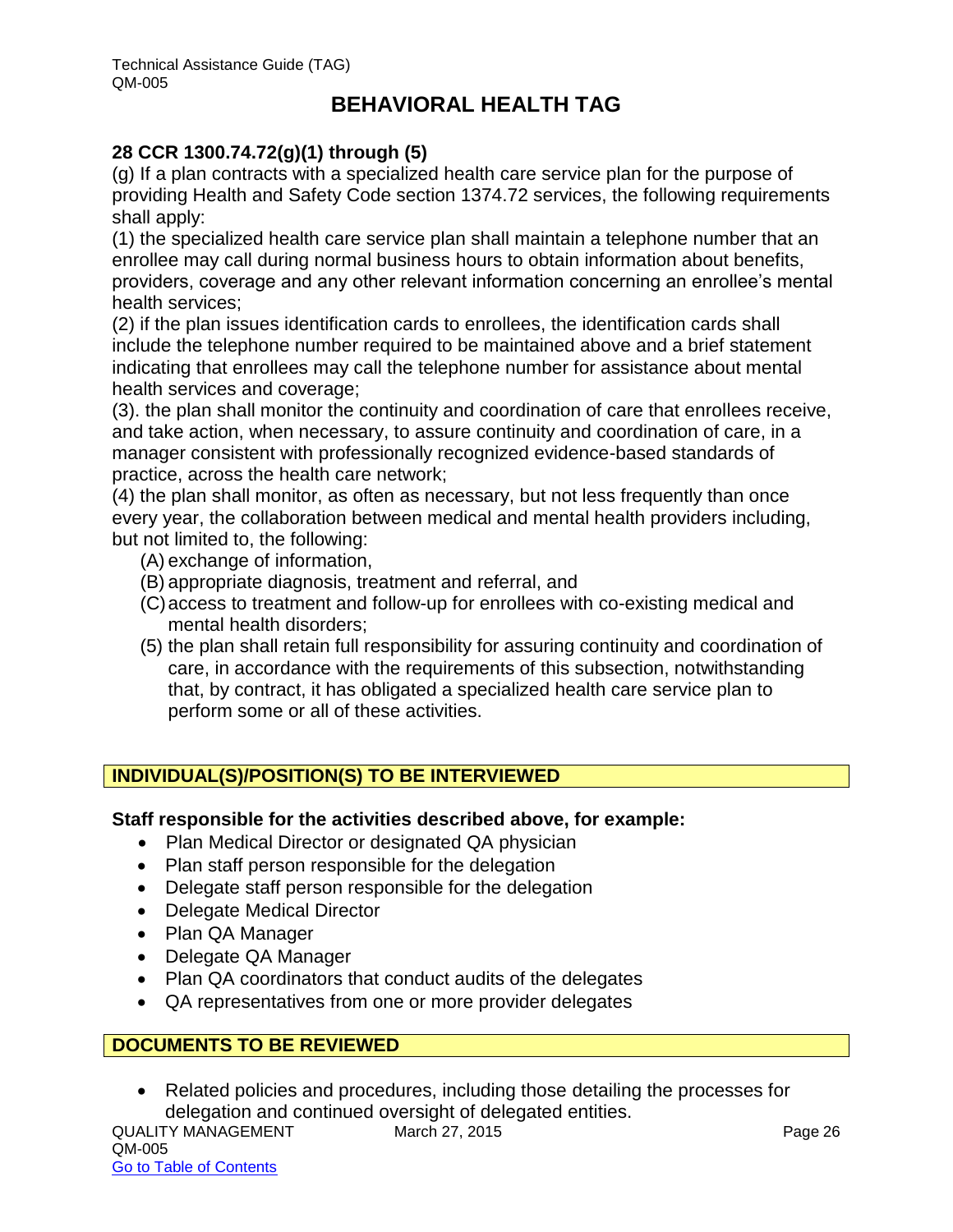# BEHAVIORAL HEALTH TAG

**28 CCR 1300.74.72(g)(1) through (5)**

(g) If a plan contracts with a specialized health care service plan for the purpose of providing Health and Safety Code section 1374.72 services, the following requirements shall apply:

(1) the specialized health care service plan shall maintain a telephone number that an enrollee may call during normal business hours to obtain information about benefits, providers, coverage and any other relevant information concerning an enrollee's mental health services;

(2) if the plan issues identification cards to enrollees, the identification cards shall include the telephone number required to be maintained above and a brief statement indicating that enrollees may call the telephone number for assistance about mental health services and coverage;

(3). the plan shall monitor the continuity and coordination of care that enrollees receive, and take action, when necessary, to assure continuity and coordination of care, in a manager consistent with professionally recognized evidence-based standards of practice, across the health care network;

(4) the plan shall monitor, as often as necessary, but not less frequently than once every year, the collaboration between medical and mental health providers including, but not limited to, the following:

- (A) exchange of information,
- (B) appropriate diagnosis, treatment and referral, and
- (C) access to treatment and follow-up for enrollees with co-existing medical and mental health disorders;
- (5) the plan shall retain full responsibility for assuring continuity and coordination of care, in accordance with the requirements of this subsection, notwithstanding that, by contract, it has obligated a specialized health care service plan to perform some or all of these activities.

## INDIVIDUAL(S)/POSITION(S) TO BE INTERVIEWED

**Staff responsible for the activities described above, for example:**

- Plan Medical Director or designated QA physician
- Plan staff person responsible for the delegation
- Delegate staff person responsible for the delegation
- Delegate Medical Director
- Plan QA Manager
- Delegate QA Manager
- Plan QA coordinators that conduct audits of the delegates
- QA representatives from one or more provider delegates

## DOCUMENTS TO BE REVIEWED

- Related policies and procedures, including those detailing the processes for delegation and continued oversight of delegated entities.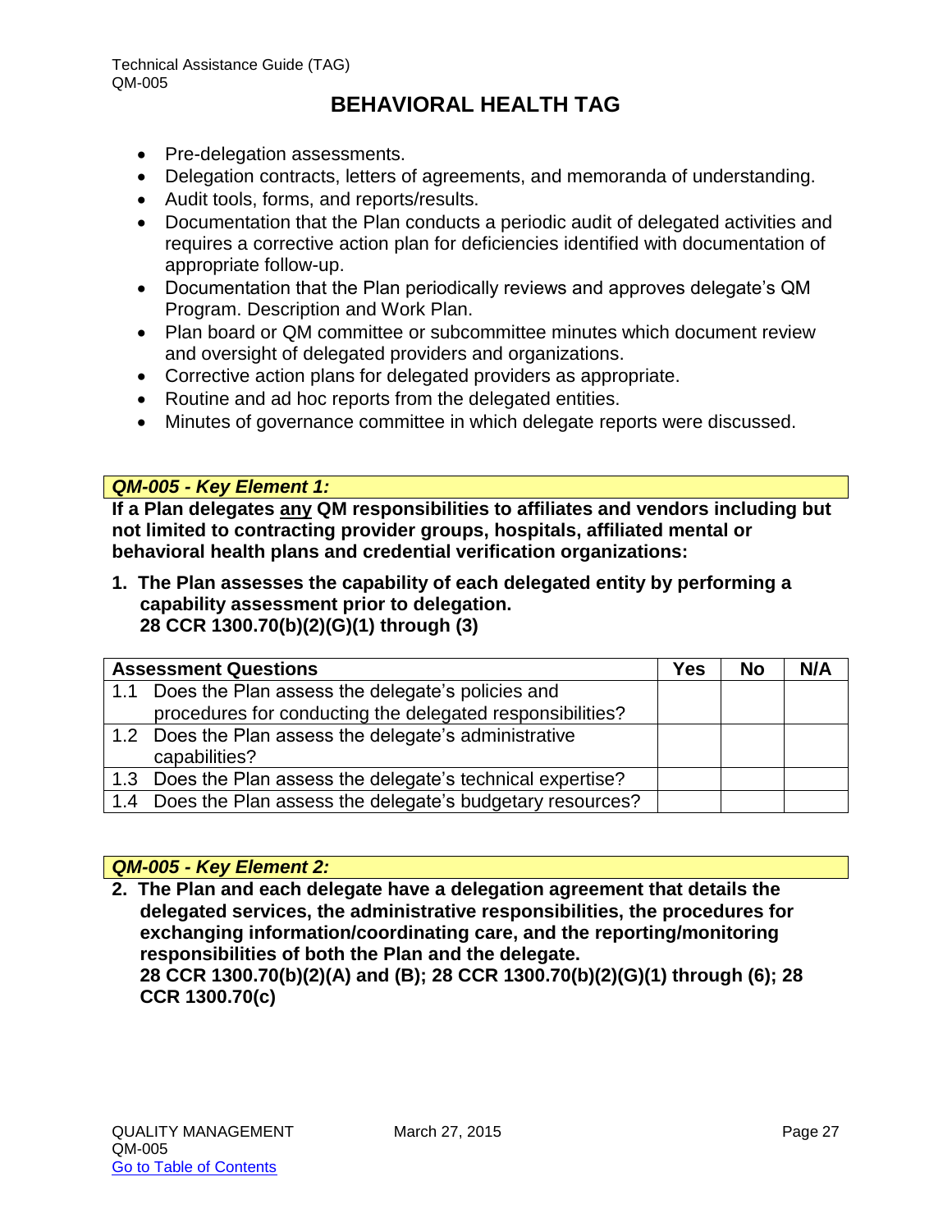- Pre-delegation assessments.
- Delegation contracts, letters of agreements, and memoranda of understanding.
- Audit tools, forms, and reports/results.
- Documentation that the Plan conducts a periodic audit of delegated activities and requires a corrective action plan for deficiencies identified with documentation of appropriate follow-up.
- Documentation that the Plan periodically reviews and approves delegate's QM Program. Description and Work Plan.
- Plan board or QM committee or subcommittee minutes which document review and oversight of delegated providers and organizations.
- Corrective action plans for delegated providers as appropriate.
- Routine and ad hoc reports from the delegated entities.
- Minutes of governance committee in which delegate reports were discussed.

***QM-005 - Key Element 1:***

**If a Plan delegates <u>any</u> QM responsibilities to affiliates and vendors including but not limited to contracting provider groups, hospitals, affiliated mental or behavioral health plans and credential verification organizations:**

**1. The Plan assesses the capability of each delegated entity by performing a capability assessment prior to delegation.**
**28 CCR 1300.70(b)(2)(G)(1) through (3)**

| Assessment Questions | Yes | No | N/A |
|---|---|---|---|
| 1.1 Does the Plan assess the delegate's policies and procedures for conducting the delegated responsibilities? | | | |
| 1.2 Does the Plan assess the delegate's administrative capabilities? | | | |
| 1.3 Does the Plan assess the delegate's technical expertise? | | | |
| 1.4 Does the Plan assess the delegate's budgetary resources? | | | |

***QM-005 - Key Element 2:***

**2. The Plan and each delegate have a delegation agreement that details the delegated services, the administrative responsibilities, the procedures for exchanging information/coordinating care, and the reporting/monitoring responsibilities of both the Plan and the delegate.**
**28 CCR 1300.70(b)(2)(A) and (B); 28 CCR 1300.70(b)(2)(G)(1) through (6); 28 CCR 1300.70(c)**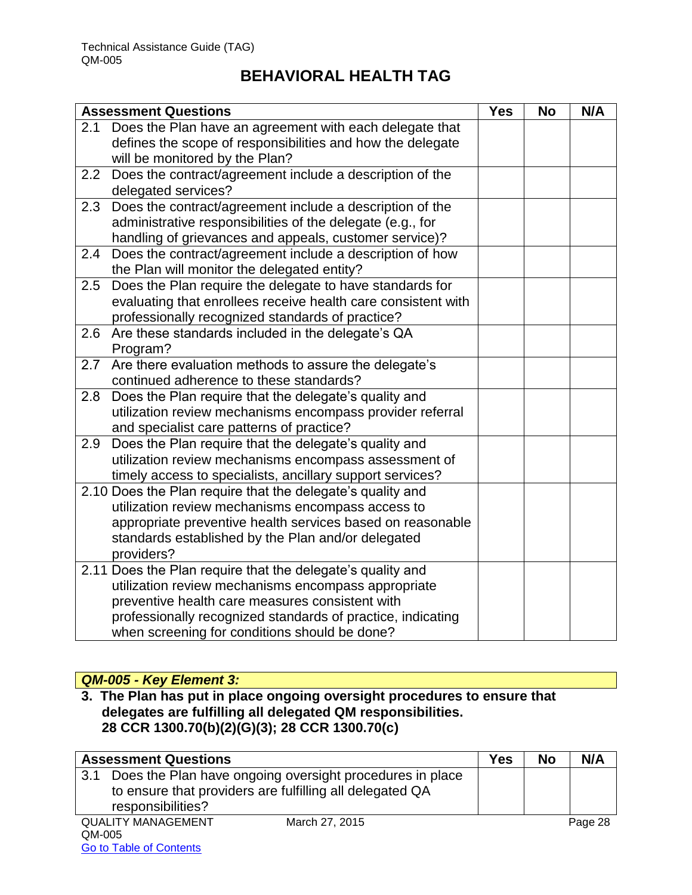# BEHAVIORAL HEALTH TAG

| Assessment Questions | Yes | No | N/A |
|---|---|---|---|
| 2.1 Does the Plan have an agreement with each delegate that defines the scope of responsibilities and how the delegate will be monitored by the Plan? | | | |
| 2.2 Does the contract/agreement include a description of the delegated services? | | | |
| 2.3 Does the contract/agreement include a description of the administrative responsibilities of the delegate (e.g., for handling of grievances and appeals, customer service)? | | | |
| 2.4 Does the contract/agreement include a description of how the Plan will monitor the delegated entity? | | | |
| 2.5 Does the Plan require the delegate to have standards for evaluating that enrollees receive health care consistent with professionally recognized standards of practice? | | | |
| 2.6 Are these standards included in the delegate's QA Program? | | | |
| 2.7 Are there evaluation methods to assure the delegate's continued adherence to these standards? | | | |
| 2.8 Does the Plan require that the delegate's quality and utilization review mechanisms encompass provider referral and specialist care patterns of practice? | | | |
| 2.9 Does the Plan require that the delegate's quality and utilization review mechanisms encompass assessment of timely access to specialists, ancillary support services? | | | |
| 2.10 Does the Plan require that the delegate's quality and utilization review mechanisms encompass access to appropriate preventive health services based on reasonable standards established by the Plan and/or delegated providers? | | | |
| 2.11 Does the Plan require that the delegate's quality and utilization review mechanisms encompass appropriate preventive health care measures consistent with professionally recognized standards of practice, indicating when screening for conditions should be done? | | | |

***QM-005 - Key Element 3:***

**3. The Plan has put in place ongoing oversight procedures to ensure that delegates are fulfilling all delegated QM responsibilities. 28 CCR 1300.70(b)(2)(G)(3); 28 CCR 1300.70(c)**

| Assessment Questions | Yes | No | N/A |
|---|---|---|---|
| 3.1 Does the Plan have ongoing oversight procedures in place to ensure that providers are fulfilling all delegated QA responsibilities? | | | |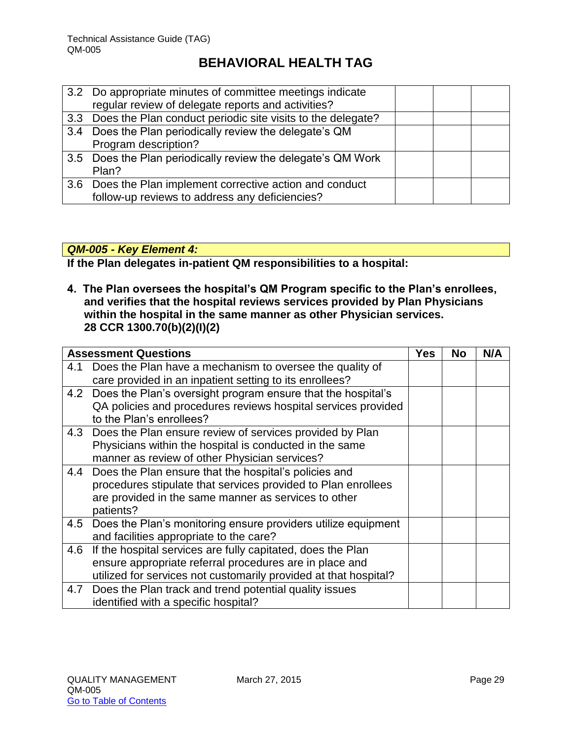| | | | |
|---|---|---|---|
| 3.2 Do appropriate minutes of committee meetings indicate regular review of delegate reports and activities? | | | |
| 3.3 Does the Plan conduct periodic site visits to the delegate? | | | |
| 3.4 Does the Plan periodically review the delegate's QM Program description? | | | |
| 3.5 Does the Plan periodically review the delegate's QM Work Plan? | | | |
| 3.6 Does the Plan implement corrective action and conduct follow-up reviews to address any deficiencies? | | | |

***QM-005 - Key Element 4:***

**If the Plan delegates in-patient QM responsibilities to a hospital:**

**4. The Plan oversees the hospital's QM Program specific to the Plan's enrollees, and verifies that the hospital reviews services provided by Plan Physicians within the hospital in the same manner as other Physician services. 28 CCR 1300.70(b)(2)(I)(2)**

| Assessment Questions | Yes | No | N/A |
|---|---|---|---|
| 4.1 Does the Plan have a mechanism to oversee the quality of care provided in an inpatient setting to its enrollees? | | | |
| 4.2 Does the Plan's oversight program ensure that the hospital's QA policies and procedures reviews hospital services provided to the Plan's enrollees? | | | |
| 4.3 Does the Plan ensure review of services provided by Plan Physicians within the hospital is conducted in the same manner as review of other Physician services? | | | |
| 4.4 Does the Plan ensure that the hospital's policies and procedures stipulate that services provided to Plan enrollees are provided in the same manner as services to other patients? | | | |
| 4.5 Does the Plan's monitoring ensure providers utilize equipment and facilities appropriate to the care? | | | |
| 4.6 If the hospital services are fully capitated, does the Plan ensure appropriate referral procedures are in place and utilized for services not customarily provided at that hospital? | | | |
| 4.7 Does the Plan track and trend potential quality issues identified with a specific hospital? | | | |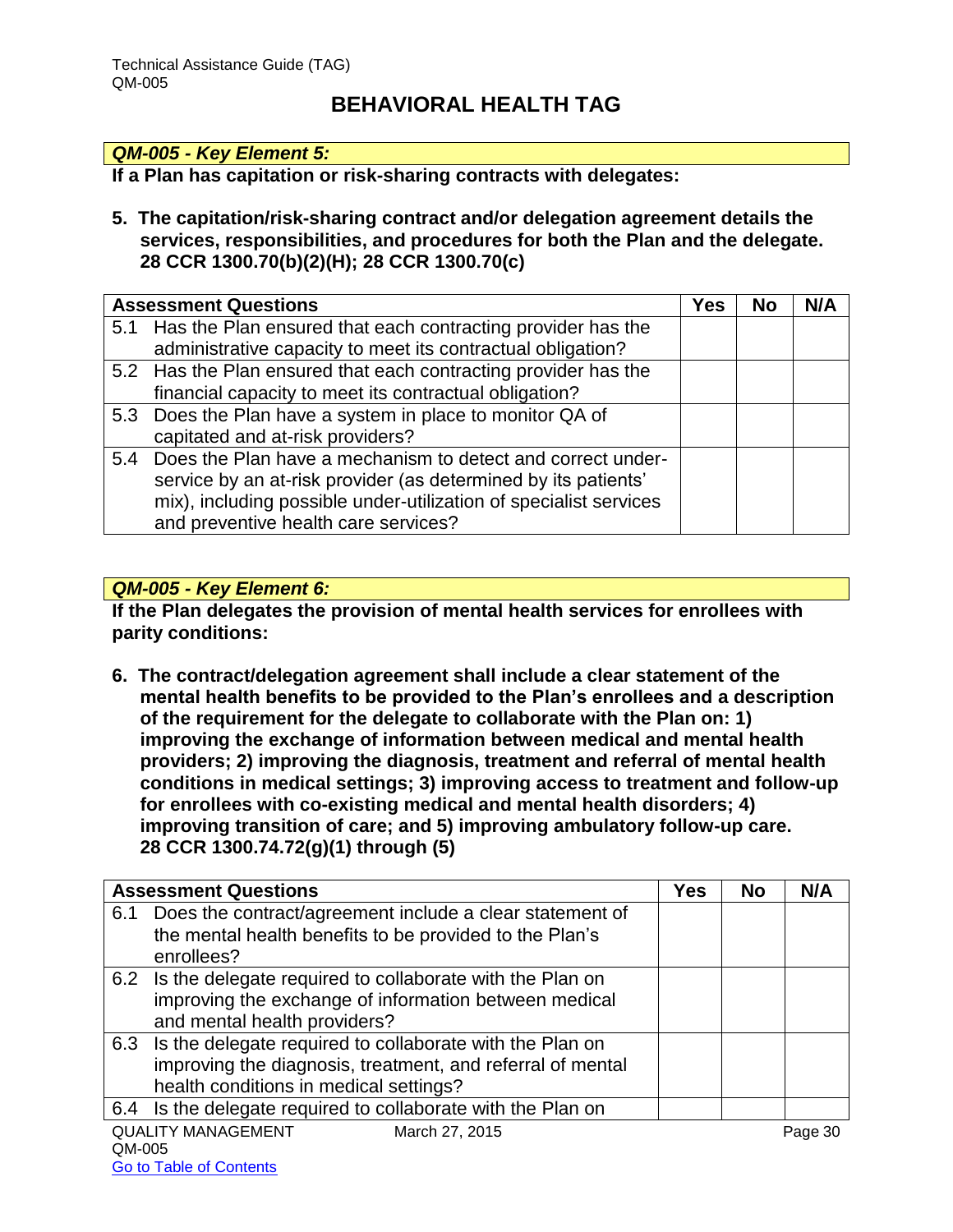## BEHAVIORAL HEALTH TAG

***QM-005 - Key Element 5:***

**If a Plan has capitation or risk-sharing contracts with delegates:**

**5. The capitation/risk-sharing contract and/or delegation agreement details the services, responsibilities, and procedures for both the Plan and the delegate. 28 CCR 1300.70(b)(2)(H); 28 CCR 1300.70(c)**

| Assessment Questions | Yes | No | N/A |
|---|---|---|---|
| 5.1 Has the Plan ensured that each contracting provider has the administrative capacity to meet its contractual obligation? | | | |
| 5.2 Has the Plan ensured that each contracting provider has the financial capacity to meet its contractual obligation? | | | |
| 5.3 Does the Plan have a system in place to monitor QA of capitated and at-risk providers? | | | |
| 5.4 Does the Plan have a mechanism to detect and correct under-service by an at-risk provider (as determined by its patients' mix), including possible under-utilization of specialist services and preventive health care services? | | | |

***QM-005 - Key Element 6:***

**If the Plan delegates the provision of mental health services for enrollees with parity conditions:**

**6. The contract/delegation agreement shall include a clear statement of the mental health benefits to be provided to the Plan's enrollees and a description of the requirement for the delegate to collaborate with the Plan on: 1) improving the exchange of information between medical and mental health providers; 2) improving the diagnosis, treatment and referral of mental health conditions in medical settings; 3) improving access to treatment and follow-up for enrollees with co-existing medical and mental health disorders; 4) improving transition of care; and 5) improving ambulatory follow-up care. 28 CCR 1300.74.72(g)(1) through (5)**

| Assessment Questions | Yes | No | N/A |
|---|---|---|---|
| 6.1 Does the contract/agreement include a clear statement of the mental health benefits to be provided to the Plan's enrollees? | | | |
| 6.2 Is the delegate required to collaborate with the Plan on improving the exchange of information between medical and mental health providers? | | | |
| 6.3 Is the delegate required to collaborate with the Plan on improving the diagnosis, treatment, and referral of mental health conditions in medical settings? | | | |
| 6.4 Is the delegate required to collaborate with the Plan on | | | |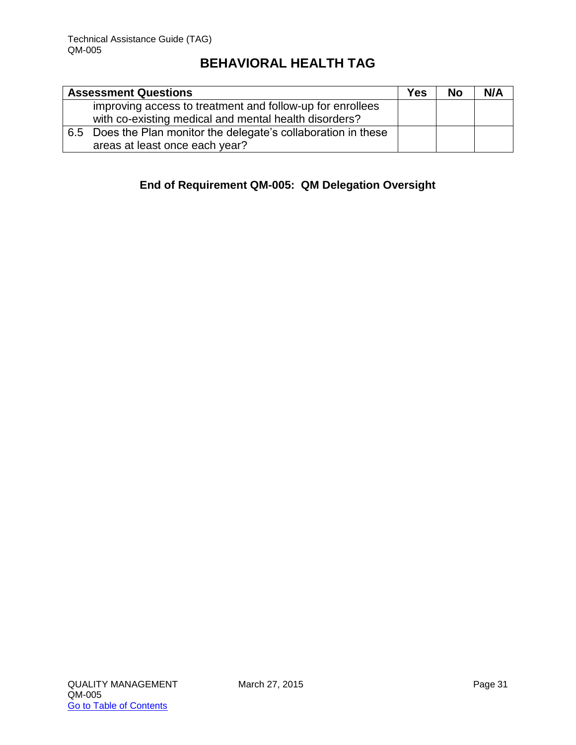# BEHAVIORAL HEALTH TAG

| Assessment Questions | Yes | No | N/A |
|---|---|---|---|
| improving access to treatment and follow-up for enrollees with co-existing medical and mental health disorders? | | | |
| 6.5 Does the Plan monitor the delegate's collaboration in these areas at least once each year? | | | |

**End of Requirement QM-005: QM Delegation Oversight**